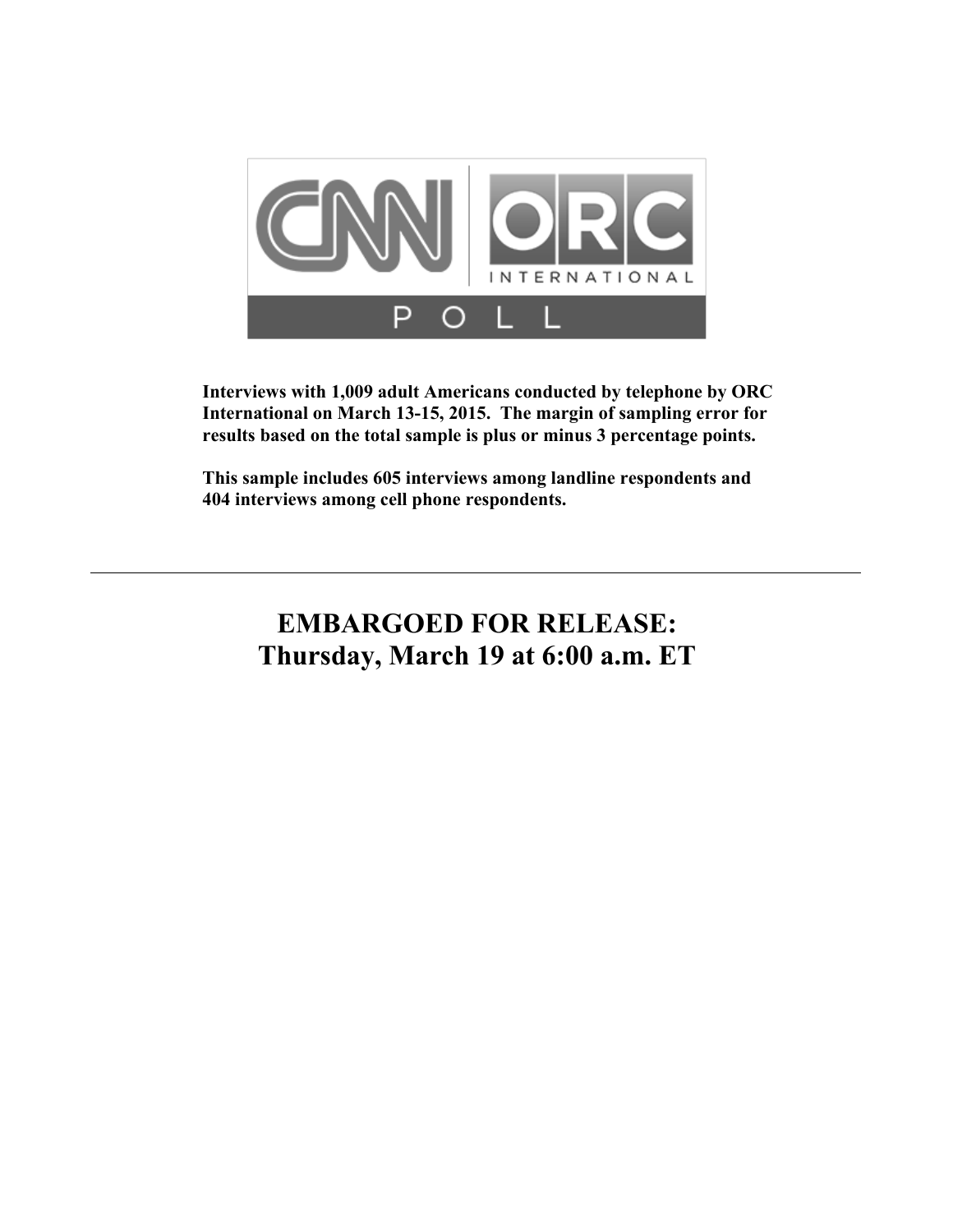CNN | ORC INTERNATIONAL

POLL

**Interviews with 1,009 adult Americans conducted by telephone by ORC International on March 13-15, 2015. The margin of sampling error for results based on the total sample is plus or minus 3 percentage points.**

**This sample includes 605 interviews among landline respondents and 404 interviews among cell phone respondents.**

---

# EMBARGOED FOR RELEASE: Thursday, March 19 at 6:00 a.m. ET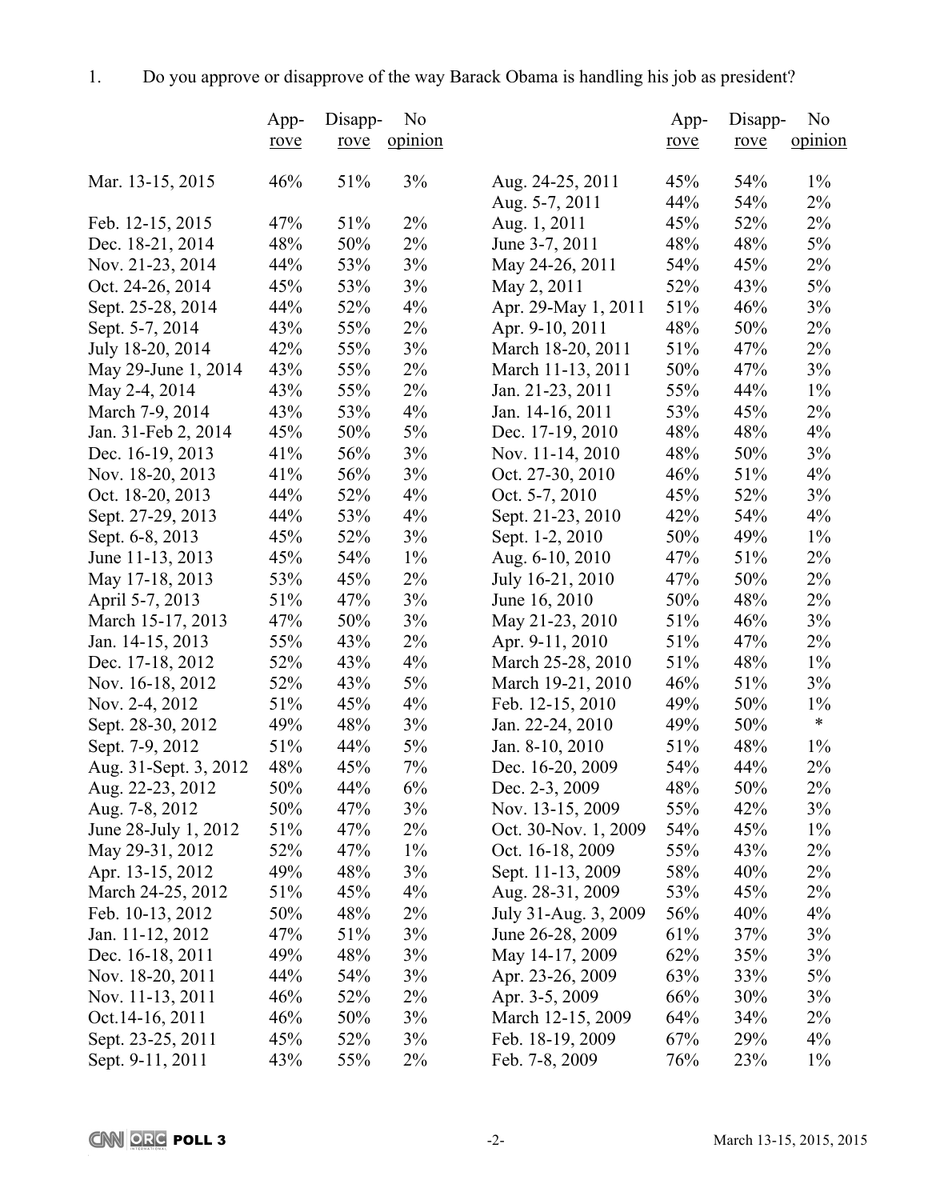1. Do you approve or disapprove of the way Barack Obama is handling his job as president?

| | Approve | Disapprove | No opinion |
|---|---|---|---|
| Mar. 13-15, 2015 | 46% | 51% | 3% |
| Feb. 12-15, 2015 | 47% | 51% | 2% |
| Dec. 18-21, 2014 | 48% | 50% | 2% |
| Nov. 21-23, 2014 | 44% | 53% | 3% |
| Oct. 24-26, 2014 | 45% | 53% | 3% |
| Sept. 25-28, 2014 | 44% | 52% | 4% |
| Sept. 5-7, 2014 | 43% | 55% | 2% |
| July 18-20, 2014 | 42% | 55% | 3% |
| May 29-June 1, 2014 | 43% | 55% | 2% |
| May 2-4, 2014 | 43% | 55% | 2% |
| March 7-9, 2014 | 43% | 53% | 4% |
| Jan. 31-Feb 2, 2014 | 45% | 50% | 5% |
| Dec. 16-19, 2013 | 41% | 56% | 3% |
| Nov. 18-20, 2013 | 41% | 56% | 3% |
| Oct. 18-20, 2013 | 44% | 52% | 4% |
| Sept. 27-29, 2013 | 44% | 53% | 4% |
| Sept. 6-8, 2013 | 45% | 52% | 3% |
| June 11-13, 2013 | 45% | 54% | 1% |
| May 17-18, 2013 | 53% | 45% | 2% |
| April 5-7, 2013 | 51% | 47% | 3% |
| March 15-17, 2013 | 47% | 50% | 3% |
| Jan. 14-15, 2013 | 55% | 43% | 2% |
| Dec. 17-18, 2012 | 52% | 43% | 4% |
| Nov. 16-18, 2012 | 52% | 43% | 5% |
| Nov. 2-4, 2012 | 51% | 45% | 4% |
| Sept. 28-30, 2012 | 49% | 48% | 3% |
| Sept. 7-9, 2012 | 51% | 44% | 5% |
| Aug. 31-Sept. 3, 2012 | 48% | 45% | 7% |
| Aug. 22-23, 2012 | 50% | 44% | 6% |
| Aug. 7-8, 2012 | 50% | 47% | 3% |
| June 28-July 1, 2012 | 51% | 47% | 2% |
| May 29-31, 2012 | 52% | 47% | 1% |
| Apr. 13-15, 2012 | 49% | 48% | 3% |
| March 24-25, 2012 | 51% | 45% | 4% |
| Feb. 10-13, 2012 | 50% | 48% | 2% |
| Jan. 11-12, 2012 | 47% | 51% | 3% |
| Dec. 16-18, 2011 | 49% | 48% | 3% |
| Nov. 18-20, 2011 | 44% | 54% | 3% |
| Nov. 11-13, 2011 | 46% | 52% | 2% |
| Oct.14-16, 2011 | 46% | 50% | 3% |
| Sept. 23-25, 2011 | 45% | 52% | 3% |
| Sept. 9-11, 2011 | 43% | 55% | 2% |
| Aug. 24-25, 2011 | 45% | 54% | 1% |
| Aug. 5-7, 2011 | 44% | 54% | 2% |
| Aug. 1, 2011 | 45% | 52% | 2% |
| June 3-7, 2011 | 48% | 48% | 5% |
| May 24-26, 2011 | 54% | 45% | 2% |
| May 2, 2011 | 52% | 43% | 5% |
| Apr. 29-May 1, 2011 | 51% | 46% | 3% |
| Apr. 9-10, 2011 | 48% | 50% | 2% |
| March 18-20, 2011 | 51% | 47% | 2% |
| March 11-13, 2011 | 50% | 47% | 3% |
| Jan. 21-23, 2011 | 55% | 44% | 1% |
| Jan. 14-16, 2011 | 53% | 45% | 2% |
| Dec. 17-19, 2010 | 48% | 48% | 4% |
| Nov. 11-14, 2010 | 48% | 50% | 3% |
| Oct. 27-30, 2010 | 46% | 51% | 4% |
| Oct. 5-7, 2010 | 45% | 52% | 3% |
| Sept. 21-23, 2010 | 42% | 54% | 4% |
| Sept. 1-2, 2010 | 50% | 49% | 1% |
| Aug. 6-10, 2010 | 47% | 51% | 2% |
| July 16-21, 2010 | 47% | 50% | 2% |
| June 16, 2010 | 50% | 48% | 2% |
| May 21-23, 2010 | 51% | 46% | 3% |
| Apr. 9-11, 2010 | 51% | 47% | 2% |
| March 25-28, 2010 | 51% | 48% | 1% |
| March 19-21, 2010 | 46% | 51% | 3% |
| Feb. 12-15, 2010 | 49% | 50% | 1% |
| Jan. 22-24, 2010 | 49% | 50% | * |
| Jan. 8-10, 2010 | 51% | 48% | 1% |
| Dec. 16-20, 2009 | 54% | 44% | 2% |
| Dec. 2-3, 2009 | 48% | 50% | 2% |
| Nov. 13-15, 2009 | 55% | 42% | 3% |
| Oct. 30-Nov. 1, 2009 | 54% | 45% | 1% |
| Oct. 16-18, 2009 | 55% | 43% | 2% |
| Sept. 11-13, 2009 | 58% | 40% | 2% |
| Aug. 28-31, 2009 | 53% | 45% | 2% |
| July 31-Aug. 3, 2009 | 56% | 40% | 4% |
| June 26-28, 2009 | 61% | 37% | 3% |
| May 14-17, 2009 | 62% | 35% | 3% |
| Apr. 23-26, 2009 | 63% | 33% | 5% |
| Apr. 3-5, 2009 | 66% | 30% | 3% |
| March 12-15, 2009 | 64% | 34% | 2% |
| Feb. 18-19, 2009 | 67% | 29% | 4% |
| Feb. 7-8, 2009 | 76% | 23% | 1% |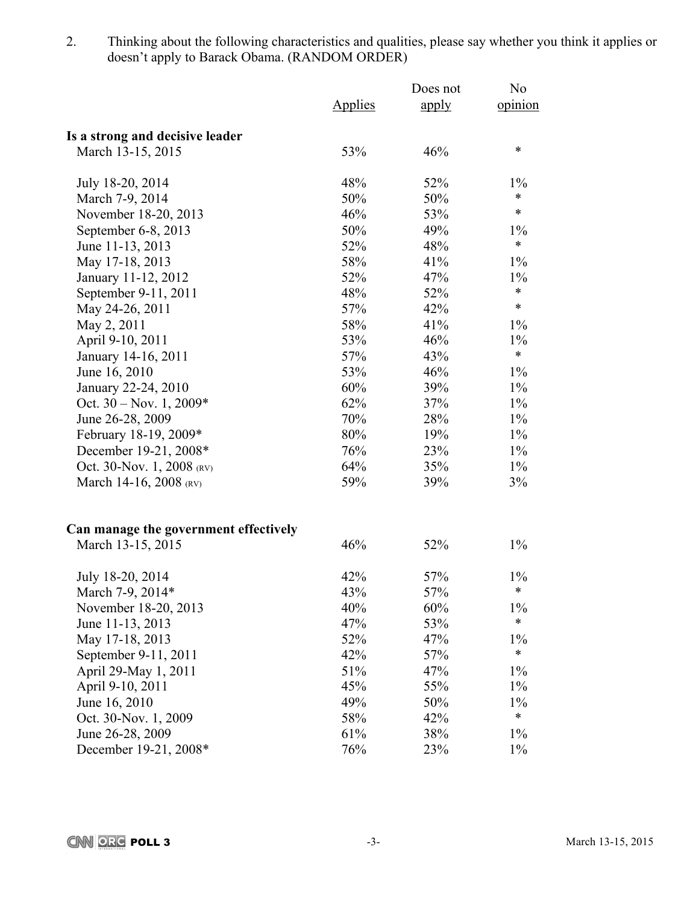2. Thinking about the following characteristics and qualities, please say whether you think it applies or doesn't apply to Barack Obama. (RANDOM ORDER)

| | Applies | Does not apply | No opinion |
|---|---|---|---|
| **Is a strong and decisive leader** | | | |
| March 13-15, 2015 | 53% | 46% | * |
| July 18-20, 2014 | 48% | 52% | 1% |
| March 7-9, 2014 | 50% | 50% | * |
| November 18-20, 2013 | 46% | 53% | * |
| September 6-8, 2013 | 50% | 49% | 1% |
| June 11-13, 2013 | 52% | 48% | * |
| May 17-18, 2013 | 58% | 41% | 1% |
| January 11-12, 2012 | 52% | 47% | 1% |
| September 9-11, 2011 | 48% | 52% | * |
| May 24-26, 2011 | 57% | 42% | * |
| May 2, 2011 | 58% | 41% | 1% |
| April 9-10, 2011 | 53% | 46% | 1% |
| January 14-16, 2011 | 57% | 43% | * |
| June 16, 2010 | 53% | 46% | 1% |
| January 22-24, 2010 | 60% | 39% | 1% |
| Oct. 30 – Nov. 1, 2009* | 62% | 37% | 1% |
| June 26-28, 2009 | 70% | 28% | 1% |
| February 18-19, 2009* | 80% | 19% | 1% |
| December 19-21, 2008* | 76% | 23% | 1% |
| Oct. 30-Nov. 1, 2008 (RV) | 64% | 35% | 1% |
| March 14-16, 2008 (RV) | 59% | 39% | 3% |
| **Can manage the government effectively** | | | |
| March 13-15, 2015 | 46% | 52% | 1% |
| July 18-20, 2014 | 42% | 57% | 1% |
| March 7-9, 2014* | 43% | 57% | * |
| November 18-20, 2013 | 40% | 60% | 1% |
| June 11-13, 2013 | 47% | 53% | * |
| May 17-18, 2013 | 52% | 47% | 1% |
| September 9-11, 2011 | 42% | 57% | * |
| April 29-May 1, 2011 | 51% | 47% | 1% |
| April 9-10, 2011 | 45% | 55% | 1% |
| June 16, 2010 | 49% | 50% | 1% |
| Oct. 30-Nov. 1, 2009 | 58% | 42% | * |
| June 26-28, 2009 | 61% | 38% | 1% |
| December 19-21, 2008* | 76% | 23% | 1% |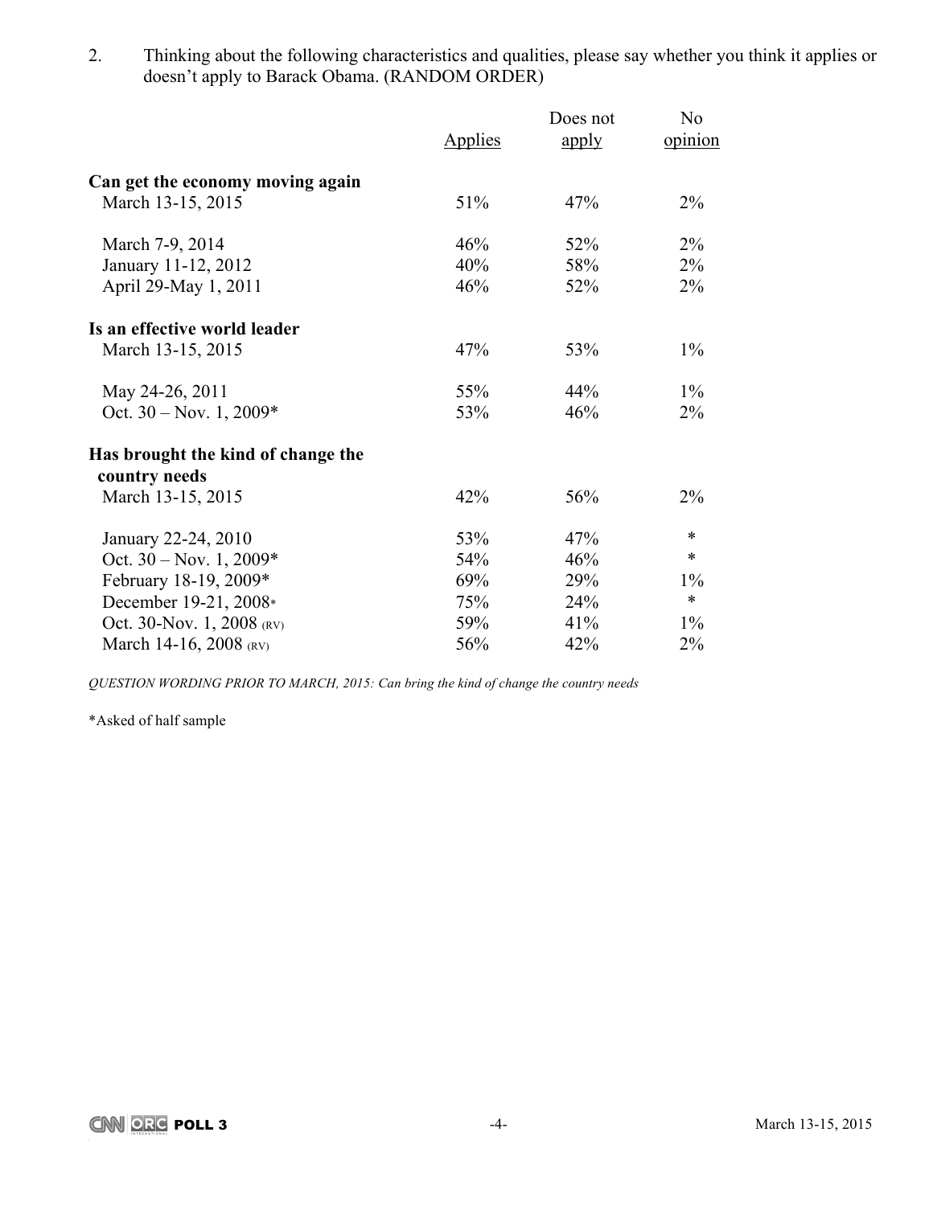2. Thinking about the following characteristics and qualities, please say whether you think it applies or doesn't apply to Barack Obama. (RANDOM ORDER)

| | Applies | Does not apply | No opinion |
|---|---|---|---|
| **Can get the economy moving again** | | | |
| March 13-15, 2015 | 51% | 47% | 2% |
| March 7-9, 2014 | 46% | 52% | 2% |
| January 11-12, 2012 | 40% | 58% | 2% |
| April 29-May 1, 2011 | 46% | 52% | 2% |
| **Is an effective world leader** | | | |
| March 13-15, 2015 | 47% | 53% | 1% |
| May 24-26, 2011 | 55% | 44% | 1% |
| Oct. 30 – Nov. 1, 2009* | 53% | 46% | 2% |
| **Has brought the kind of change the country needs** | | | |
| March 13-15, 2015 | 42% | 56% | 2% |
| January 22-24, 2010 | 53% | 47% | * |
| Oct. 30 – Nov. 1, 2009* | 54% | 46% | * |
| February 18-19, 2009* | 69% | 29% | 1% |
| December 19-21, 2008* | 75% | 24% | * |
| Oct. 30-Nov. 1, 2008 (RV) | 59% | 41% | 1% |
| March 14-16, 2008 (RV) | 56% | 42% | 2% |

*QUESTION WORDING PRIOR TO MARCH, 2015: Can bring the kind of change the country needs*

*Asked of half sample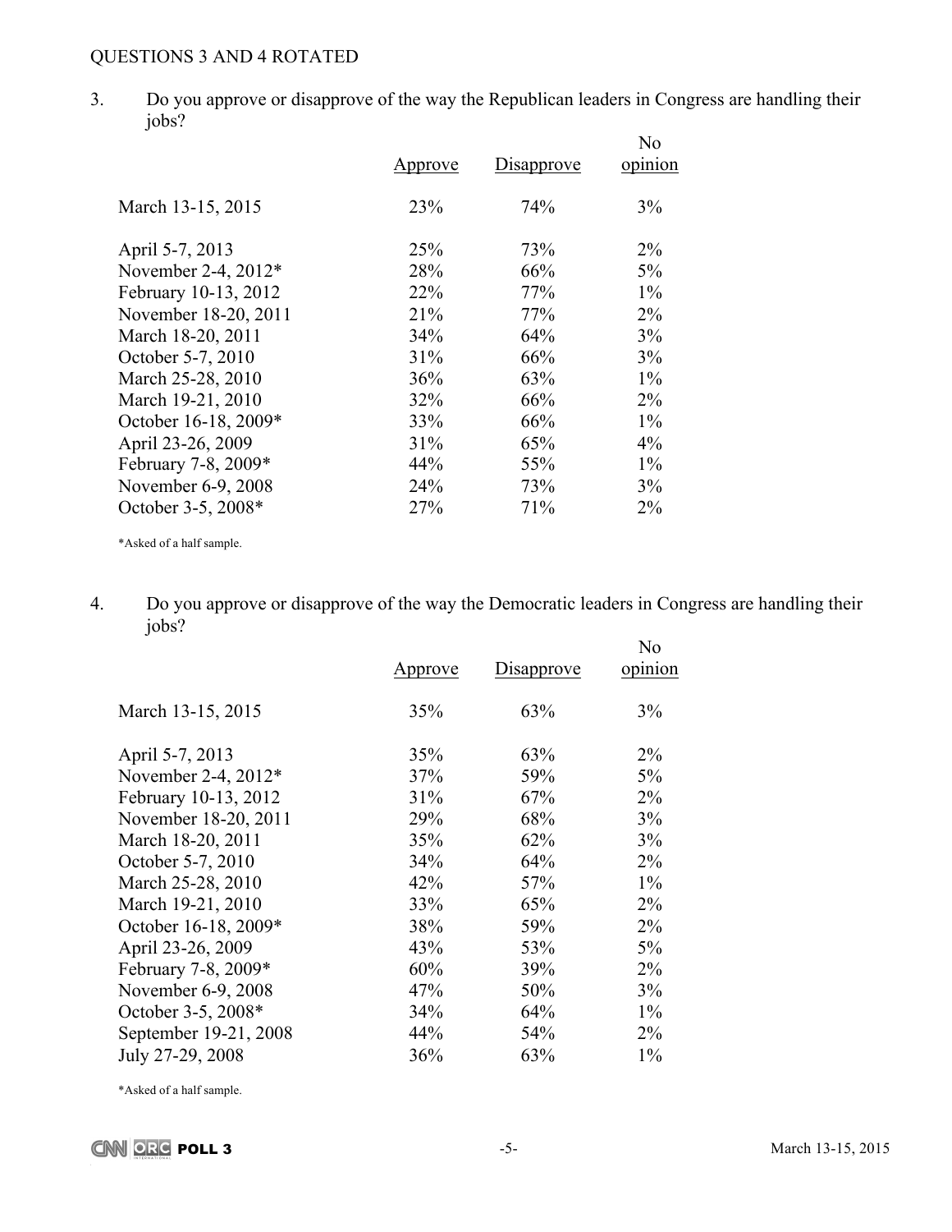QUESTIONS 3 AND 4 ROTATED

3. Do you approve or disapprove of the way the Republican leaders in Congress are handling their jobs?

| | Approve | Disapprove | No opinion |
|---|---|---|---|
| March 13-15, 2015 | 23% | 74% | 3% |
| April 5-7, 2013 | 25% | 73% | 2% |
| November 2-4, 2012* | 28% | 66% | 5% |
| February 10-13, 2012 | 22% | 77% | 1% |
| November 18-20, 2011 | 21% | 77% | 2% |
| March 18-20, 2011 | 34% | 64% | 3% |
| October 5-7, 2010 | 31% | 66% | 3% |
| March 25-28, 2010 | 36% | 63% | 1% |
| March 19-21, 2010 | 32% | 66% | 2% |
| October 16-18, 2009* | 33% | 66% | 1% |
| April 23-26, 2009 | 31% | 65% | 4% |
| February 7-8, 2009* | 44% | 55% | 1% |
| November 6-9, 2008 | 24% | 73% | 3% |
| October 3-5, 2008* | 27% | 71% | 2% |

*Asked of a half sample.

4. Do you approve or disapprove of the way the Democratic leaders in Congress are handling their jobs?

| | Approve | Disapprove | No opinion |
|---|---|---|---|
| March 13-15, 2015 | 35% | 63% | 3% |
| April 5-7, 2013 | 35% | 63% | 2% |
| November 2-4, 2012* | 37% | 59% | 5% |
| February 10-13, 2012 | 31% | 67% | 2% |
| November 18-20, 2011 | 29% | 68% | 3% |
| March 18-20, 2011 | 35% | 62% | 3% |
| October 5-7, 2010 | 34% | 64% | 2% |
| March 25-28, 2010 | 42% | 57% | 1% |
| March 19-21, 2010 | 33% | 65% | 2% |
| October 16-18, 2009* | 38% | 59% | 2% |
| April 23-26, 2009 | 43% | 53% | 5% |
| February 7-8, 2009* | 60% | 39% | 2% |
| November 6-9, 2008 | 47% | 50% | 3% |
| October 3-5, 2008* | 34% | 64% | 1% |
| September 19-21, 2008 | 44% | 54% | 2% |
| July 27-29, 2008 | 36% | 63% | 1% |

*Asked of a half sample.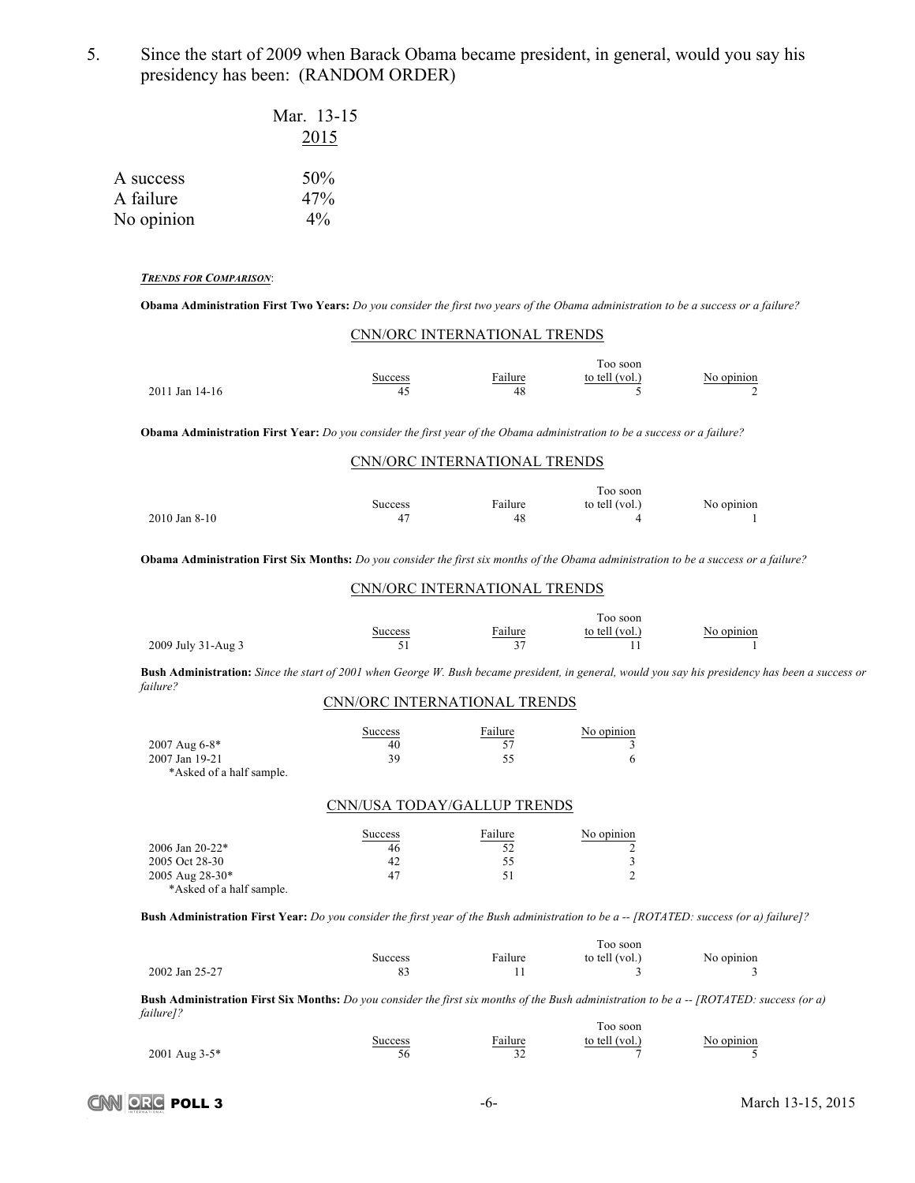5. Since the start of 2009 when Barack Obama became president, in general, would you say his presidency has been: (RANDOM ORDER)

| | Mar. 13-15 2015 |
|---|---|
| A success | 50% |
| A failure | 47% |
| No opinion | 4% |

***TRENDS FOR COMPARISON***:

**Obama Administration First Two Years:** *Do you consider the first two years of the Obama administration to be a success or a failure?*

CNN/ORC INTERNATIONAL TRENDS

| | Success | Failure | Too soon to tell (vol.) | No opinion |
|---|---|---|---|---|
| 2011 Jan 14-16 | 45 | 48 | 5 | 2 |

**Obama Administration First Year:** *Do you consider the first year of the Obama administration to be a success or a failure?*

CNN/ORC INTERNATIONAL TRENDS

| | Success | Failure | Too soon to tell (vol.) | No opinion |
|---|---|---|---|---|
| 2010 Jan 8-10 | 47 | 48 | 4 | 1 |

**Obama Administration First Six Months:** *Do you consider the first six months of the Obama administration to be a success or a failure?*

CNN/ORC INTERNATIONAL TRENDS

| | Success | Failure | Too soon to tell (vol.) | No opinion |
|---|---|---|---|---|
| 2009 July 31-Aug 3 | 51 | 37 | 11 | 1 |

**Bush Administration:** *Since the start of 2001 when George W. Bush became president, in general, would you say his presidency has been a success or failure?*

CNN/ORC INTERNATIONAL TRENDS

| | Success | Failure | No opinion |
|---|---|---|---|
| 2007 Aug 6-8* | 40 | 57 | 3 |
| 2007 Jan 19-21 | 39 | 55 | 6 |

*Asked of a half sample.

CNN/USA TODAY/GALLUP TRENDS

| | Success | Failure | No opinion |
|---|---|---|---|
| 2006 Jan 20-22* | 46 | 52 | 2 |
| 2005 Oct 28-30 | 42 | 55 | 3 |
| 2005 Aug 28-30* | 47 | 51 | 2 |

*Asked of a half sample.

**Bush Administration First Year:** *Do you consider the first year of the Bush administration to be a -- [ROTATED: success (or a) failure]?*

| | Success | Failure | Too soon to tell (vol.) | No opinion |
|---|---|---|---|---|
| 2002 Jan 25-27 | 83 | 11 | 3 | 3 |

**Bush Administration First Six Months:** *Do you consider the first six months of the Bush administration to be a -- [ROTATED: success (or a) failure]?*

| | Success | Failure | Too soon to tell (vol.) | No opinion |
|---|---|---|---|---|
| 2001 Aug 3-5* | 56 | 32 | 7 | 5 |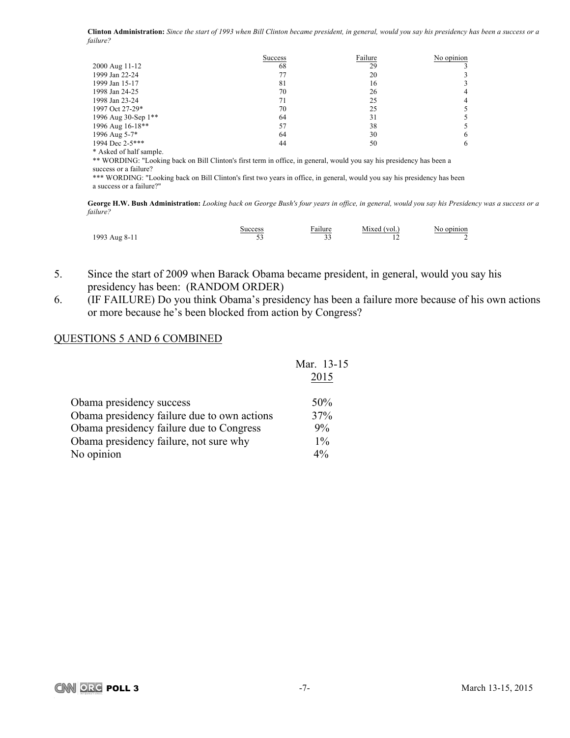**Clinton Administration:** *Since the start of 1993 when Bill Clinton became president, in general, would you say his presidency has been a success or a failure?*

| | Success | Failure | No opinion |
|---|---|---|---|
| 2000 Aug 11-12 | 68 | 29 | 3 |
| 1999 Jan 22-24 | 77 | 20 | 3 |
| 1999 Jan 15-17 | 81 | 16 | 3 |
| 1998 Jan 24-25 | 70 | 26 | 4 |
| 1998 Jan 23-24 | 71 | 25 | 4 |
| 1997 Oct 27-29* | 70 | 25 | 5 |
| 1996 Aug 30-Sep 1** | 64 | 31 | 5 |
| 1996 Aug 16-18** | 57 | 38 | 5 |
| 1996 Aug 5-7* | 64 | 30 | 6 |
| 1994 Dec 2-5*** | 44 | 50 | 6 |

\* Asked of half sample.

** WORDING: "Looking back on Bill Clinton's first term in office, in general, would you say his presidency has been a success or a failure?

*** WORDING: "Looking back on Bill Clinton's first two years in office, in general, would you say his presidency has been a success or a failure?"

**George H.W. Bush Administration:** *Looking back on George Bush's four years in office, in general, would you say his Presidency was a success or a failure?*

| | Success | Failure | Mixed (vol.) | No opinion |
|---|---|---|---|---|
| 1993 Aug 8-11 | 53 | 33 | 12 | 2 |

5. Since the start of 2009 when Barack Obama became president, in general, would you say his presidency has been: (RANDOM ORDER)
6. (IF FAILURE) Do you think Obama's presidency has been a failure more because of his own actions or more because he's been blocked from action by Congress?

QUESTIONS 5 AND 6 COMBINED

| | Mar. 13-15 2015 |
|---|---|
| Obama presidency success | 50% |
| Obama presidency failure due to own actions | 37% |
| Obama presidency failure due to Congress | 9% |
| Obama presidency failure, not sure why | 1% |
| No opinion | 4% |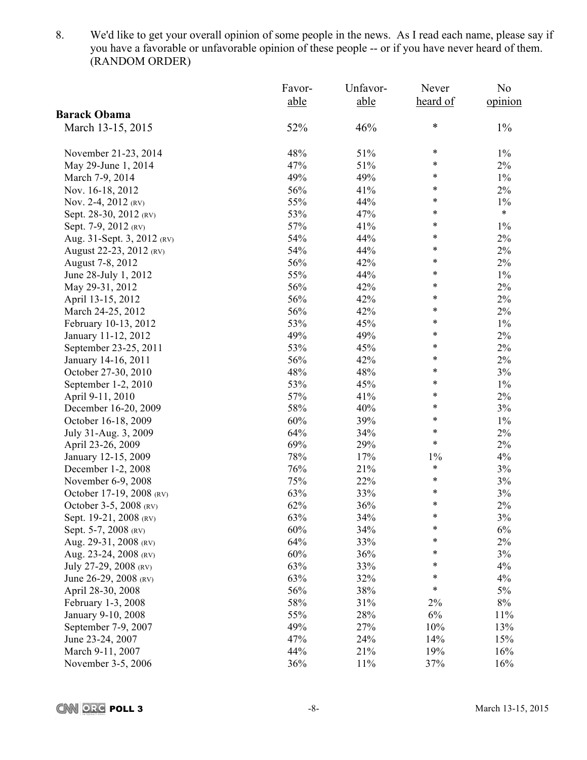8. We'd like to get your overall opinion of some people in the news. As I read each name, please say if you have a favorable or unfavorable opinion of these people -- or if you have never heard of them. (RANDOM ORDER)

| | Favorable | Unfavorable | Never heard of | No opinion |
|---|---|---|---|---|
| **Barack Obama** | | | | |
| March 13-15, 2015 | 52% | 46% | * | 1% |
| November 21-23, 2014 | 48% | 51% | * | 1% |
| May 29-June 1, 2014 | 47% | 51% | * | 2% |
| March 7-9, 2014 | 49% | 49% | * | 1% |
| Nov. 16-18, 2012 | 56% | 41% | * | 2% |
| Nov. 2-4, 2012 (RV) | 55% | 44% | * | 1% |
| Sept. 28-30, 2012 (RV) | 53% | 47% | * | * |
| Sept. 7-9, 2012 (RV) | 57% | 41% | * | 1% |
| Aug. 31-Sept. 3, 2012 (RV) | 54% | 44% | * | 2% |
| August 22-23, 2012 (RV) | 54% | 44% | * | 2% |
| August 7-8, 2012 | 56% | 42% | * | 2% |
| June 28-July 1, 2012 | 55% | 44% | * | 1% |
| May 29-31, 2012 | 56% | 42% | * | 2% |
| April 13-15, 2012 | 56% | 42% | * | 2% |
| March 24-25, 2012 | 56% | 42% | * | 2% |
| February 10-13, 2012 | 53% | 45% | * | 1% |
| January 11-12, 2012 | 49% | 49% | * | 2% |
| September 23-25, 2011 | 53% | 45% | * | 2% |
| January 14-16, 2011 | 56% | 42% | * | 2% |
| October 27-30, 2010 | 48% | 48% | * | 3% |
| September 1-2, 2010 | 53% | 45% | * | 1% |
| April 9-11, 2010 | 57% | 41% | * | 2% |
| December 16-20, 2009 | 58% | 40% | * | 3% |
| October 16-18, 2009 | 60% | 39% | * | 1% |
| July 31-Aug. 3, 2009 | 64% | 34% | * | 2% |
| April 23-26, 2009 | 69% | 29% | * | 2% |
| January 12-15, 2009 | 78% | 17% | 1% | 4% |
| December 1-2, 2008 | 76% | 21% | * | 3% |
| November 6-9, 2008 | 75% | 22% | * | 3% |
| October 17-19, 2008 (RV) | 63% | 33% | * | 3% |
| October 3-5, 2008 (RV) | 62% | 36% | * | 2% |
| Sept. 19-21, 2008 (RV) | 63% | 34% | * | 3% |
| Sept. 5-7, 2008 (RV) | 60% | 34% | * | 6% |
| Aug. 29-31, 2008 (RV) | 64% | 33% | * | 2% |
| Aug. 23-24, 2008 (RV) | 60% | 36% | * | 3% |
| July 27-29, 2008 (RV) | 63% | 33% | * | 4% |
| June 26-29, 2008 (RV) | 63% | 32% | * | 4% |
| April 28-30, 2008 | 56% | 38% | * | 5% |
| February 1-3, 2008 | 58% | 31% | 2% | 8% |
| January 9-10, 2008 | 55% | 28% | 6% | 11% |
| September 7-9, 2007 | 49% | 27% | 10% | 13% |
| June 23-24, 2007 | 47% | 24% | 14% | 15% |
| March 9-11, 2007 | 44% | 21% | 19% | 16% |
| November 3-5, 2006 | 36% | 11% | 37% | 16% |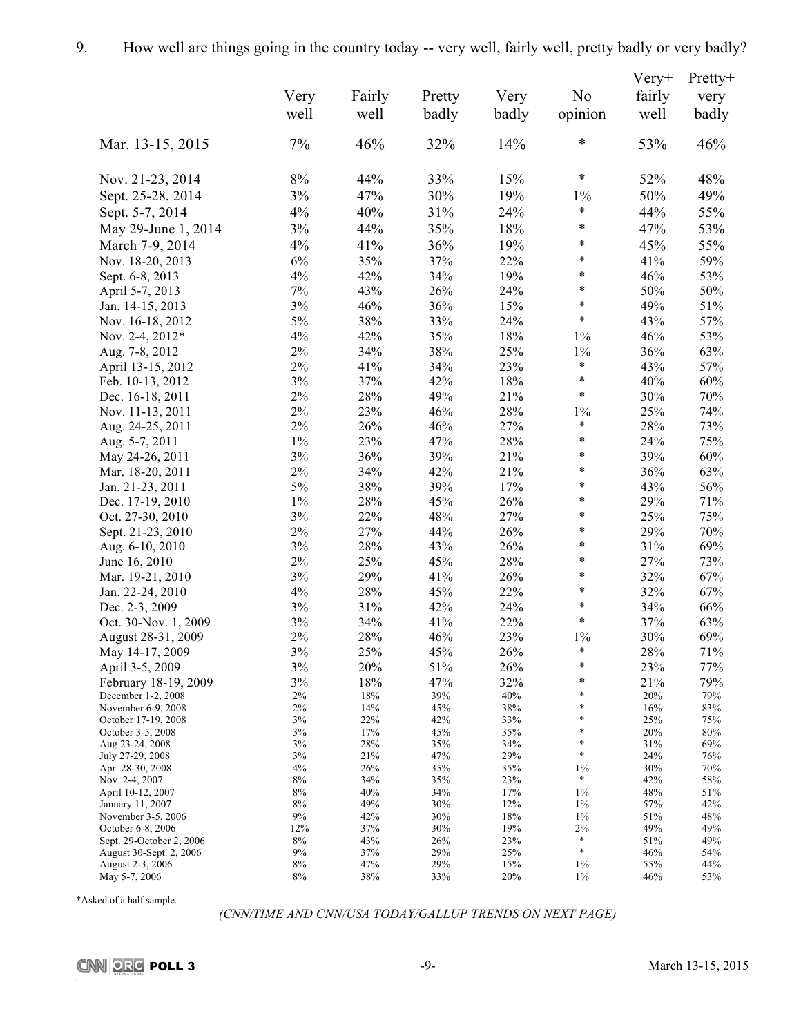9. How well are things going in the country today -- very well, fairly well, pretty badly or very badly?

| | Very well | Fairly well | Pretty badly | Very badly | No opinion | Very+ fairly well | Pretty+ very badly |
|---|---|---|---|---|---|---|---|
| Mar. 13-15, 2015 | 7% | 46% | 32% | 14% | * | 53% | 46% |
| Nov. 21-23, 2014 | 8% | 44% | 33% | 15% | * | 52% | 48% |
| Sept. 25-28, 2014 | 3% | 47% | 30% | 19% | 1% | 50% | 49% |
| Sept. 5-7, 2014 | 4% | 40% | 31% | 24% | * | 44% | 55% |
| May 29-June 1, 2014 | 3% | 44% | 35% | 18% | * | 47% | 53% |
| March 7-9, 2014 | 4% | 41% | 36% | 19% | * | 45% | 55% |
| Nov. 18-20, 2013 | 6% | 35% | 37% | 22% | * | 41% | 59% |
| Sept. 6-8, 2013 | 4% | 42% | 34% | 19% | * | 46% | 53% |
| April 5-7, 2013 | 7% | 43% | 26% | 24% | * | 50% | 50% |
| Jan. 14-15, 2013 | 3% | 46% | 36% | 15% | * | 49% | 51% |
| Nov. 16-18, 2012 | 5% | 38% | 33% | 24% | * | 43% | 57% |
| Nov. 2-4, 2012* | 4% | 42% | 35% | 18% | 1% | 46% | 53% |
| Aug. 7-8, 2012 | 2% | 34% | 38% | 25% | 1% | 36% | 63% |
| April 13-15, 2012 | 2% | 41% | 34% | 23% | * | 43% | 57% |
| Feb. 10-13, 2012 | 3% | 37% | 42% | 18% | * | 40% | 60% |
| Dec. 16-18, 2011 | 2% | 28% | 49% | 21% | * | 30% | 70% |
| Nov. 11-13, 2011 | 2% | 23% | 46% | 28% | 1% | 25% | 74% |
| Aug. 24-25, 2011 | 2% | 26% | 46% | 27% | * | 28% | 73% |
| Aug. 5-7, 2011 | 1% | 23% | 47% | 28% | * | 24% | 75% |
| May 24-26, 2011 | 3% | 36% | 39% | 21% | * | 39% | 60% |
| Mar. 18-20, 2011 | 2% | 34% | 42% | 21% | * | 36% | 63% |
| Jan. 21-23, 2011 | 5% | 38% | 39% | 17% | * | 43% | 56% |
| Dec. 17-19, 2010 | 1% | 28% | 45% | 26% | * | 29% | 71% |
| Oct. 27-30, 2010 | 3% | 22% | 48% | 27% | * | 25% | 75% |
| Sept. 21-23, 2010 | 2% | 27% | 44% | 26% | * | 29% | 70% |
| Aug. 6-10, 2010 | 3% | 28% | 43% | 26% | * | 31% | 69% |
| June 16, 2010 | 2% | 25% | 45% | 28% | * | 27% | 73% |
| Mar. 19-21, 2010 | 3% | 29% | 41% | 26% | * | 32% | 67% |
| Jan. 22-24, 2010 | 4% | 28% | 45% | 22% | * | 32% | 67% |
| Dec. 2-3, 2009 | 3% | 31% | 42% | 24% | * | 34% | 66% |
| Oct. 30-Nov. 1, 2009 | 3% | 34% | 41% | 22% | * | 37% | 63% |
| August 28-31, 2009 | 2% | 28% | 46% | 23% | 1% | 30% | 69% |
| May 14-17, 2009 | 3% | 25% | 45% | 26% | * | 28% | 71% |
| April 3-5, 2009 | 3% | 20% | 51% | 26% | * | 23% | 77% |
| February 18-19, 2009 | 3% | 18% | 47% | 32% | * | 21% | 79% |
| December 1-2, 2008 | 2% | 18% | 39% | 40% | * | 20% | 79% |
| November 6-9, 2008 | 2% | 14% | 45% | 38% | * | 16% | 83% |
| October 17-19, 2008 | 3% | 22% | 42% | 33% | * | 25% | 75% |
| October 3-5, 2008 | 3% | 17% | 45% | 35% | * | 20% | 80% |
| Aug 23-24, 2008 | 3% | 28% | 35% | 34% | * | 31% | 69% |
| July 27-29, 2008 | 3% | 21% | 47% | 29% | * | 24% | 76% |
| Apr. 28-30, 2008 | 4% | 26% | 35% | 35% | 1% | 30% | 70% |
| Nov. 2-4, 2007 | 8% | 34% | 35% | 23% | * | 42% | 58% |
| April 10-12, 2007 | 8% | 40% | 34% | 17% | 1% | 48% | 51% |
| January 11, 2007 | 8% | 49% | 30% | 12% | 1% | 57% | 42% |
| November 3-5, 2006 | 9% | 42% | 30% | 18% | 1% | 51% | 48% |
| October 6-8, 2006 | 12% | 37% | 30% | 19% | 2% | 49% | 49% |
| Sept. 29-October 2, 2006 | 8% | 43% | 26% | 23% | * | 51% | 49% |
| August 30-Sept. 2, 2006 | 9% | 37% | 29% | 25% | * | 46% | 54% |
| August 2-3, 2006 | 8% | 47% | 29% | 15% | 1% | 55% | 44% |
| May 5-7, 2006 | 8% | 38% | 33% | 20% | 1% | 46% | 53% |

*Asked of a half sample.

*(CNN/TIME AND CNN/USA TODAY/GALLUP TRENDS ON NEXT PAGE)*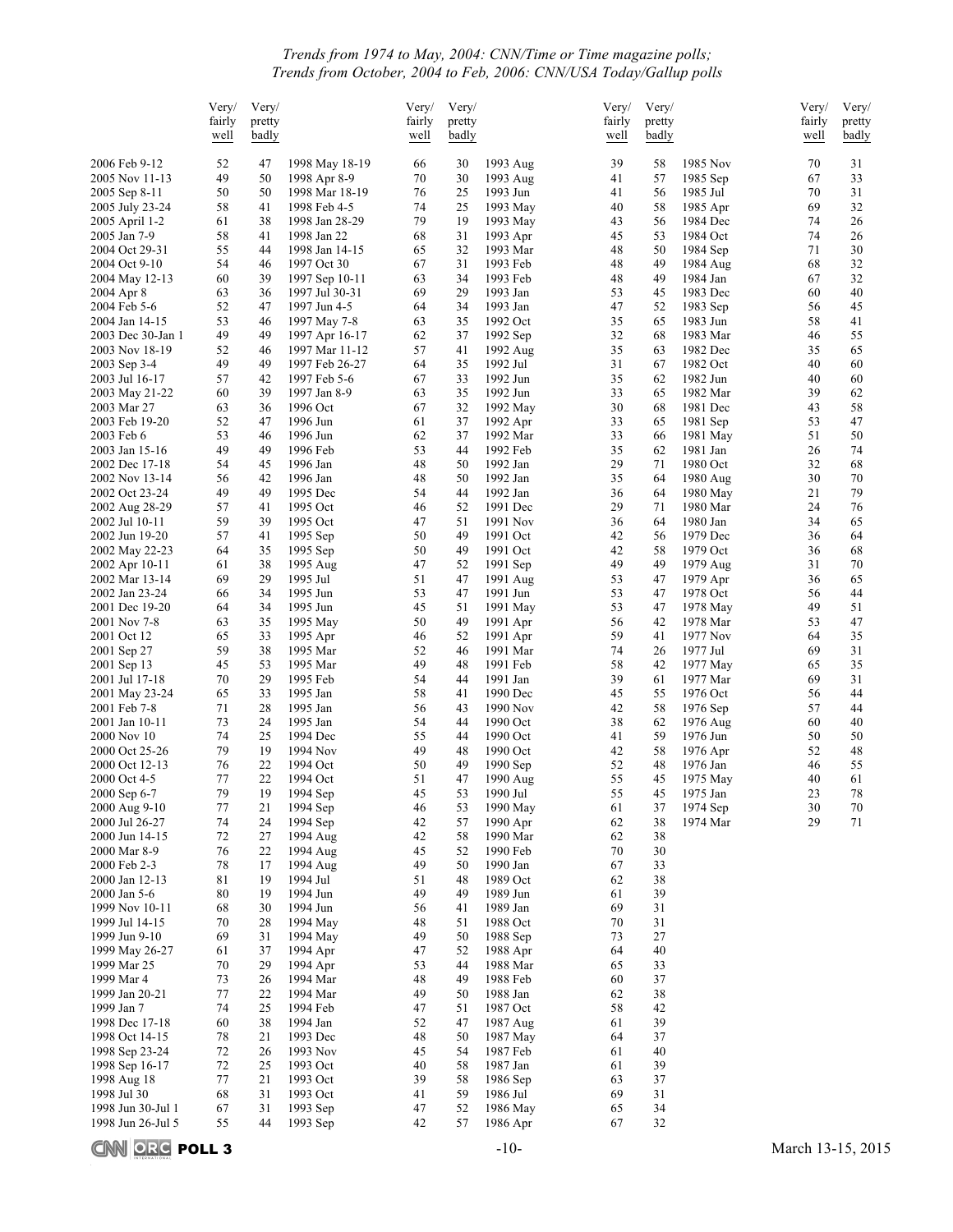*Trends from 1974 to May, 2004: CNN/Time or Time magazine polls;*
*Trends from October, 2004 to Feb, 2006: CNN/USA Today/Gallup polls*

| | Very/ fairly well | Very/ pretty badly | | Very/ fairly well | Very/ pretty badly | | Very/ fairly well | Very/ pretty badly | | Very/ fairly well | Very/ pretty badly |
|---|---|---|---|---|---|---|---|---|---|---|---|
| 2006 Feb 9-12 | 52 | 47 | 1998 May 18-19 | 66 | 30 | 1993 Aug | 39 | 58 | 1985 Nov | 70 | 31 |
| 2005 Nov 11-13 | 49 | 50 | 1998 Apr 8-9 | 70 | 30 | 1993 Aug | 41 | 57 | 1985 Sep | 67 | 33 |
| 2005 Sep 8-11 | 50 | 50 | 1998 Mar 18-19 | 76 | 25 | 1993 Jun | 41 | 56 | 1985 Jul | 70 | 31 |
| 2005 July 23-24 | 58 | 41 | 1998 Feb 4-5 | 74 | 25 | 1993 May | 40 | 58 | 1985 Apr | 69 | 32 |
| 2005 April 1-2 | 61 | 38 | 1998 Jan 28-29 | 79 | 19 | 1993 May | 43 | 56 | 1984 Dec | 74 | 26 |
| 2005 Jan 7-9 | 58 | 41 | 1998 Jan 22 | 68 | 31 | 1993 Apr | 45 | 53 | 1984 Oct | 74 | 26 |
| 2004 Oct 29-31 | 55 | 44 | 1998 Jan 14-15 | 65 | 32 | 1993 Mar | 48 | 50 | 1984 Sep | 71 | 30 |
| 2004 Oct 9-10 | 54 | 46 | 1997 Oct 30 | 67 | 31 | 1993 Feb | 48 | 49 | 1984 Aug | 68 | 32 |
| 2004 May 12-13 | 60 | 39 | 1997 Sep 10-11 | 63 | 34 | 1993 Feb | 48 | 49 | 1984 Jan | 67 | 32 |
| 2004 Apr 8 | 63 | 36 | 1997 Jul 30-31 | 69 | 29 | 1993 Jan | 53 | 45 | 1983 Dec | 60 | 40 |
| 2004 Feb 5-6 | 52 | 47 | 1997 Jun 4-5 | 64 | 34 | 1993 Jan | 47 | 52 | 1983 Sep | 56 | 45 |
| 2004 Jan 14-15 | 53 | 46 | 1997 May 7-8 | 63 | 35 | 1992 Oct | 35 | 65 | 1983 Jun | 58 | 41 |
| 2003 Dec 30-Jan 1 | 49 | 49 | 1997 Apr 16-17 | 62 | 37 | 1992 Sep | 32 | 68 | 1983 Mar | 46 | 55 |
| 2003 Nov 18-19 | 52 | 46 | 1997 Mar 11-12 | 57 | 41 | 1992 Aug | 35 | 63 | 1982 Dec | 35 | 65 |
| 2003 Sep 3-4 | 49 | 49 | 1997 Feb 26-27 | 64 | 35 | 1992 Jul | 31 | 67 | 1982 Oct | 40 | 60 |
| 2003 Jul 16-17 | 57 | 42 | 1997 Feb 5-6 | 67 | 33 | 1992 Jun | 35 | 62 | 1982 Jun | 40 | 60 |
| 2003 May 21-22 | 60 | 39 | 1997 Jan 8-9 | 63 | 35 | 1992 Jun | 33 | 65 | 1982 Mar | 39 | 62 |
| 2003 Mar 27 | 63 | 36 | 1996 Oct | 67 | 32 | 1992 May | 30 | 68 | 1981 Dec | 43 | 58 |
| 2003 Feb 19-20 | 52 | 47 | 1996 Jun | 61 | 37 | 1992 Apr | 33 | 65 | 1981 Sep | 53 | 47 |
| 2003 Feb 6 | 53 | 46 | 1996 Jun | 62 | 37 | 1992 Mar | 33 | 66 | 1981 May | 51 | 50 |
| 2003 Jan 15-16 | 49 | 49 | 1996 Feb | 53 | 44 | 1992 Feb | 35 | 62 | 1981 Jan | 26 | 74 |
| 2002 Dec 17-18 | 54 | 45 | 1996 Jan | 48 | 50 | 1992 Jan | 29 | 71 | 1980 Oct | 32 | 68 |
| 2002 Nov 13-14 | 56 | 42 | 1996 Jan | 48 | 50 | 1992 Jan | 35 | 64 | 1980 Aug | 30 | 70 |
| 2002 Oct 23-24 | 49 | 49 | 1995 Dec | 54 | 44 | 1992 Jan | 36 | 64 | 1980 May | 21 | 79 |
| 2002 Aug 28-29 | 57 | 41 | 1995 Oct | 46 | 52 | 1991 Dec | 29 | 71 | 1980 Mar | 24 | 76 |
| 2002 Jul 10-11 | 59 | 39 | 1995 Oct | 47 | 51 | 1991 Nov | 36 | 64 | 1980 Jan | 34 | 65 |
| 2002 Jun 19-20 | 57 | 41 | 1995 Sep | 50 | 49 | 1991 Oct | 42 | 56 | 1979 Dec | 36 | 64 |
| 2002 May 22-23 | 64 | 35 | 1995 Sep | 50 | 49 | 1991 Oct | 42 | 58 | 1979 Oct | 36 | 68 |
| 2002 Apr 10-11 | 61 | 38 | 1995 Aug | 47 | 52 | 1991 Sep | 49 | 49 | 1979 Aug | 31 | 70 |
| 2002 Mar 13-14 | 69 | 29 | 1995 Jul | 51 | 47 | 1991 Aug | 53 | 47 | 1979 Apr | 36 | 65 |
| 2002 Jan 23-24 | 66 | 34 | 1995 Jun | 53 | 47 | 1991 Jun | 53 | 47 | 1978 Oct | 56 | 44 |
| 2001 Dec 19-20 | 64 | 34 | 1995 Jun | 45 | 51 | 1991 May | 53 | 47 | 1978 May | 49 | 51 |
| 2001 Nov 7-8 | 63 | 35 | 1995 May | 50 | 49 | 1991 Apr | 56 | 42 | 1978 Mar | 53 | 47 |
| 2001 Oct 12 | 65 | 33 | 1995 Apr | 46 | 52 | 1991 Apr | 59 | 41 | 1977 Nov | 64 | 35 |
| 2001 Sep 27 | 59 | 38 | 1995 Mar | 52 | 46 | 1991 Mar | 74 | 26 | 1977 Jul | 69 | 31 |
| 2001 Sep 13 | 45 | 53 | 1995 Mar | 49 | 48 | 1991 Feb | 58 | 42 | 1977 May | 65 | 35 |
| 2001 Jul 17-18 | 70 | 29 | 1995 Feb | 54 | 44 | 1991 Jan | 39 | 61 | 1977 Mar | 69 | 31 |
| 2001 May 23-24 | 65 | 33 | 1995 Jan | 58 | 41 | 1990 Dec | 45 | 55 | 1976 Oct | 56 | 44 |
| 2001 Feb 7-8 | 71 | 28 | 1995 Jan | 56 | 43 | 1990 Nov | 42 | 58 | 1976 Sep | 57 | 44 |
| 2001 Jan 10-11 | 73 | 24 | 1995 Jan | 54 | 44 | 1990 Oct | 38 | 62 | 1976 Aug | 60 | 40 |
| 2000 Nov 10 | 74 | 25 | 1994 Dec | 55 | 44 | 1990 Oct | 41 | 59 | 1976 Jun | 50 | 50 |
| 2000 Oct 25-26 | 79 | 19 | 1994 Nov | 49 | 48 | 1990 Oct | 42 | 58 | 1976 Apr | 52 | 48 |
| 2000 Oct 12-13 | 76 | 22 | 1994 Oct | 50 | 49 | 1990 Sep | 52 | 48 | 1976 Jan | 46 | 55 |
| 2000 Oct 4-5 | 77 | 22 | 1994 Oct | 51 | 47 | 1990 Aug | 55 | 45 | 1975 May | 40 | 61 |
| 2000 Sep 6-7 | 79 | 19 | 1994 Sep | 45 | 53 | 1990 Jul | 55 | 45 | 1975 Jan | 23 | 78 |
| 2000 Aug 9-10 | 77 | 21 | 1994 Sep | 46 | 53 | 1990 May | 61 | 37 | 1974 Sep | 30 | 70 |
| 2000 Jul 26-27 | 74 | 24 | 1994 Sep | 42 | 57 | 1990 Apr | 62 | 38 | 1974 Mar | 29 | 71 |
| 2000 Jun 14-15 | 72 | 27 | 1994 Aug | 42 | 58 | 1990 Mar | 62 | 38 | | | |
| 2000 Mar 8-9 | 76 | 22 | 1994 Aug | 45 | 52 | 1990 Feb | 70 | 30 | | | |
| 2000 Feb 2-3 | 78 | 17 | 1994 Aug | 49 | 50 | 1990 Jan | 67 | 33 | | | |
| 2000 Jan 12-13 | 81 | 19 | 1994 Jul | 51 | 48 | 1989 Oct | 62 | 38 | | | |
| 2000 Jan 5-6 | 80 | 19 | 1994 Jun | 49 | 49 | 1989 Jun | 61 | 39 | | | |
| 1999 Nov 10-11 | 68 | 30 | 1994 Jun | 56 | 41 | 1989 Jan | 69 | 31 | | | |
| 1999 Jul 14-15 | 70 | 28 | 1994 May | 48 | 51 | 1988 Oct | 70 | 31 | | | |
| 1999 Jun 9-10 | 69 | 31 | 1994 May | 49 | 50 | 1988 Sep | 73 | 27 | | | |
| 1999 May 26-27 | 61 | 37 | 1994 Apr | 47 | 52 | 1988 Apr | 64 | 40 | | | |
| 1999 Mar 25 | 70 | 29 | 1994 Apr | 53 | 44 | 1988 Mar | 65 | 33 | | | |
| 1999 Mar 4 | 73 | 26 | 1994 Mar | 48 | 49 | 1988 Feb | 60 | 37 | | | |
| 1999 Jan 20-21 | 77 | 22 | 1994 Mar | 49 | 50 | 1988 Jan | 62 | 38 | | | |
| 1999 Jan 7 | 74 | 25 | 1994 Feb | 47 | 51 | 1987 Oct | 58 | 42 | | | |
| 1998 Dec 17-18 | 60 | 38 | 1994 Jan | 52 | 47 | 1987 Aug | 61 | 39 | | | |
| 1998 Oct 14-15 | 78 | 21 | 1993 Dec | 48 | 50 | 1987 May | 64 | 37 | | | |
| 1998 Sep 23-24 | 72 | 26 | 1993 Nov | 45 | 54 | 1987 Feb | 61 | 40 | | | |
| 1998 Sep 16-17 | 72 | 25 | 1993 Oct | 40 | 58 | 1987 Jan | 61 | 39 | | | |
| 1998 Aug 18 | 77 | 21 | 1993 Oct | 39 | 58 | 1986 Sep | 63 | 37 | | | |
| 1998 Jul 30 | 68 | 31 | 1993 Oct | 41 | 59 | 1986 Jul | 69 | 31 | | | |
| 1998 Jun 30-Jul 1 | 67 | 31 | 1993 Sep | 47 | 52 | 1986 May | 65 | 34 | | | |
| 1998 Jun 26-Jul 5 | 55 | 44 | 1993 Sep | 42 | 57 | 1986 Apr | 67 | 32 | | | |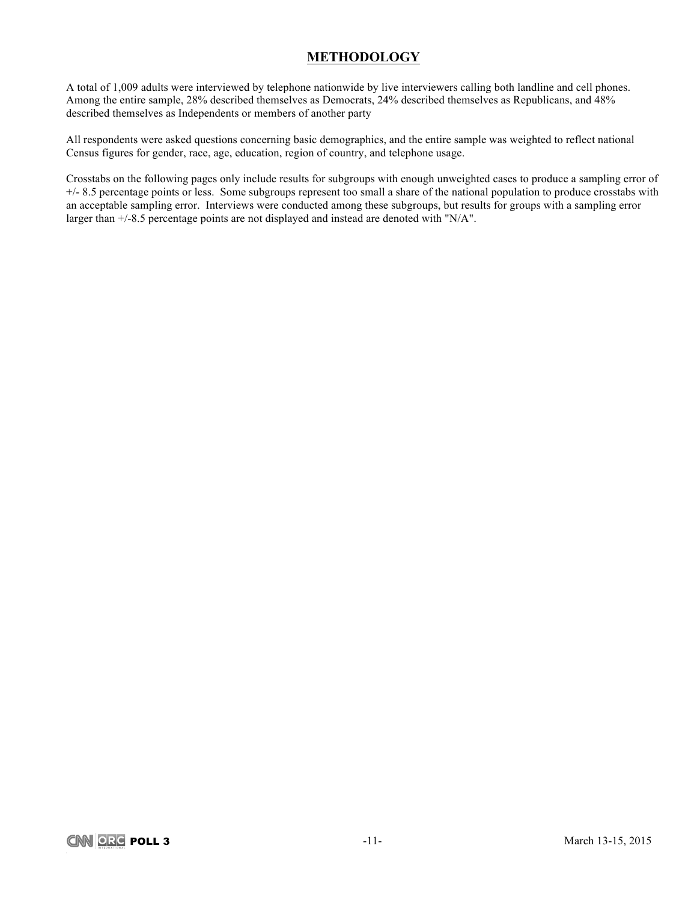# METHODOLOGY

A total of 1,009 adults were interviewed by telephone nationwide by live interviewers calling both landline and cell phones. Among the entire sample, 28% described themselves as Democrats, 24% described themselves as Republicans, and 48% described themselves as Independents or members of another party

All respondents were asked questions concerning basic demographics, and the entire sample was weighted to reflect national Census figures for gender, race, age, education, region of country, and telephone usage.

Crosstabs on the following pages only include results for subgroups with enough unweighted cases to produce a sampling error of +/- 8.5 percentage points or less. Some subgroups represent too small a share of the national population to produce crosstabs with an acceptable sampling error. Interviews were conducted among these subgroups, but results for groups with a sampling error larger than +/-8.5 percentage points are not displayed and instead are denoted with "N/A".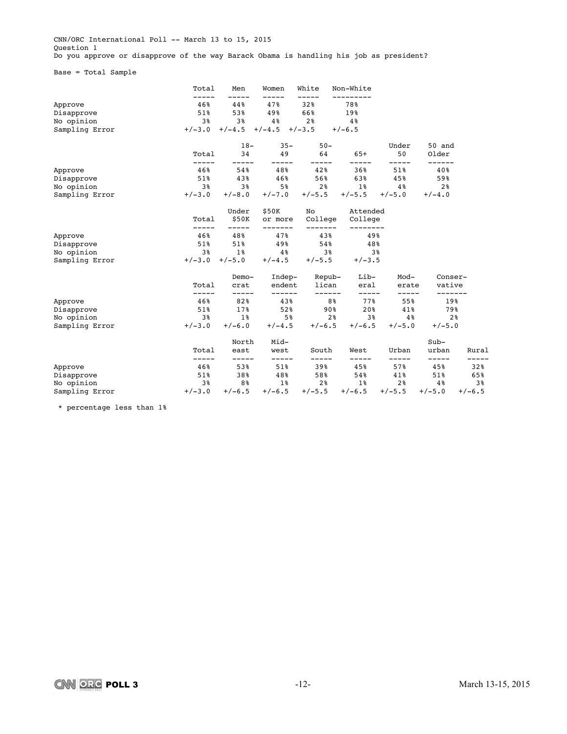CNN/ORC International Poll -- March 13 to 15, 2015
Question 1
Do you approve or disapprove of the way Barack Obama is handling his job as president?

Base = Total Sample

| | Total | Men | Women | White | Non-White |
|---|---|---|---|---|---|
| Approve | 46% | 44% | 47% | 32% | 78% |
| Disapprove | 51% | 53% | 49% | 66% | 19% |
| No opinion | 3% | 3% | 4% | 2% | 4% |
| Sampling Error | +/-3.0 | +/-4.5 | +/-4.5 | +/-3.5 | +/-6.5 |

| | Total | 18-34 | 35-49 | 50-64 | 65+ | Under 50 | 50 and Older |
|---|---|---|---|---|---|---|---|
| Approve | 46% | 54% | 48% | 42% | 36% | 51% | 40% |
| Disapprove | 51% | 43% | 46% | 56% | 63% | 45% | 59% |
| No opinion | 3% | 3% | 5% | 2% | 1% | 4% | 2% |
| Sampling Error | +/-3.0 | +/-8.0 | +/-7.0 | +/-5.5 | +/-5.5 | +/-5.0 | +/-4.0 |

| | Total | Under $50K | $50K or more | No College | Attended College |
|---|---|---|---|---|---|
| Approve | 46% | 48% | 47% | 43% | 49% |
| Disapprove | 51% | 51% | 49% | 54% | 48% |
| No opinion | 3% | 1% | 4% | 3% | 3% |
| Sampling Error | +/-3.0 | +/-5.0 | +/-4.5 | +/-5.5 | +/-3.5 |

| | Total | Demo-crat | Indep-endent | Repub-lican | Lib-eral | Mod-erate | Conser-vative |
|---|---|---|---|---|---|---|---|
| Approve | 46% | 82% | 43% | 8% | 77% | 55% | 19% |
| Disapprove | 51% | 17% | 52% | 90% | 20% | 41% | 79% |
| No opinion | 3% | 1% | 5% | 2% | 3% | 4% | 2% |
| Sampling Error | +/-3.0 | +/-6.0 | +/-4.5 | +/-6.5 | +/-6.5 | +/-5.0 | +/-5.0 |

| | Total | North east | Mid-west | South | West | Urban | Sub-urban | Rural |
|---|---|---|---|---|---|---|---|---|
| Approve | 46% | 53% | 51% | 39% | 45% | 57% | 45% | 32% |
| Disapprove | 51% | 38% | 48% | 58% | 54% | 41% | 51% | 65% |
| No opinion | 3% | 8% | 1% | 2% | 1% | 2% | 4% | 3% |
| Sampling Error | +/-3.0 | +/-6.5 | +/-6.5 | +/-5.5 | +/-6.5 | +/-5.5 | +/-5.0 | +/-6.5 |

* percentage less than 1%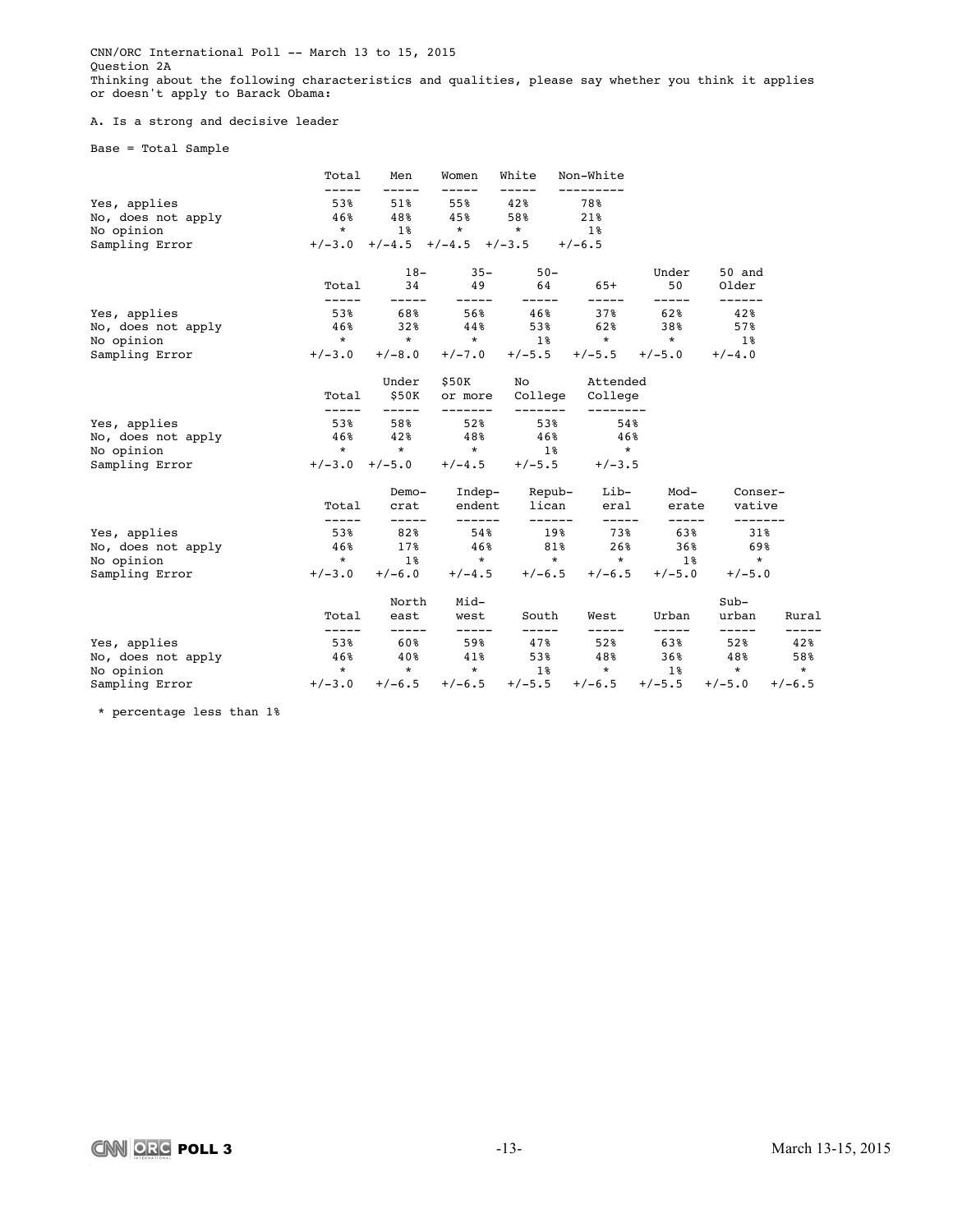CNN/ORC International Poll -- March 13 to 15, 2015
Question 2A
Thinking about the following characteristics and qualities, please say whether you think it applies or doesn't apply to Barack Obama:

A. Is a strong and decisive leader

Base = Total Sample

| | Total | Men | Women | White | Non-White |
|---|---|---|---|---|---|
| Yes, applies | 53% | 51% | 55% | 42% | 78% |
| No, does not apply | 46% | 48% | 45% | 58% | 21% |
| No opinion | * | 1% | * | * | 1% |
| Sampling Error | +/-3.0 | +/-4.5 | +/-4.5 | +/-3.5 | +/-6.5 |

| | Total | 18-34 | 35-49 | 50-64 | 65+ | Under 50 | 50 and Older |
|---|---|---|---|---|---|---|---|
| Yes, applies | 53% | 68% | 56% | 46% | 37% | 62% | 42% |
| No, does not apply | 46% | 32% | 44% | 53% | 62% | 38% | 57% |
| No opinion | * | * | * | 1% | * | * | 1% |
| Sampling Error | +/-3.0 | +/-8.0 | +/-7.0 | +/-5.5 | +/-5.5 | +/-5.0 | +/-4.0 |

| | Total | Under $50K | $50K or more | No College | Attended College |
|---|---|---|---|---|---|
| Yes, applies | 53% | 58% | 52% | 53% | 54% |
| No, does not apply | 46% | 42% | 48% | 46% | 46% |
| No opinion | * | * | * | 1% | * |
| Sampling Error | +/-3.0 | +/-5.0 | +/-4.5 | +/-5.5 | +/-3.5 |

| | Total | Democrat | Independent | Republican | Liberal | Moderate | Conservative |
|---|---|---|---|---|---|---|---|
| Yes, applies | 53% | 82% | 54% | 19% | 73% | 63% | 31% |
| No, does not apply | 46% | 17% | 46% | 81% | 26% | 36% | 69% |
| No opinion | * | 1% | * | * | * | 1% | * |
| Sampling Error | +/-3.0 | +/-6.0 | +/-4.5 | +/-6.5 | +/-6.5 | +/-5.0 | +/-5.0 |

| | Total | North east | Midwest | South | West | Urban | Suburban | Rural |
|---|---|---|---|---|---|---|---|---|
| Yes, applies | 53% | 60% | 59% | 47% | 52% | 63% | 52% | 42% |
| No, does not apply | 46% | 40% | 41% | 53% | 48% | 36% | 48% | 58% |
| No opinion | * | * | * | 1% | * | 1% | * | * |
| Sampling Error | +/-3.0 | +/-6.5 | +/-6.5 | +/-5.5 | +/-6.5 | +/-5.5 | +/-5.0 | +/-6.5 |

* percentage less than 1%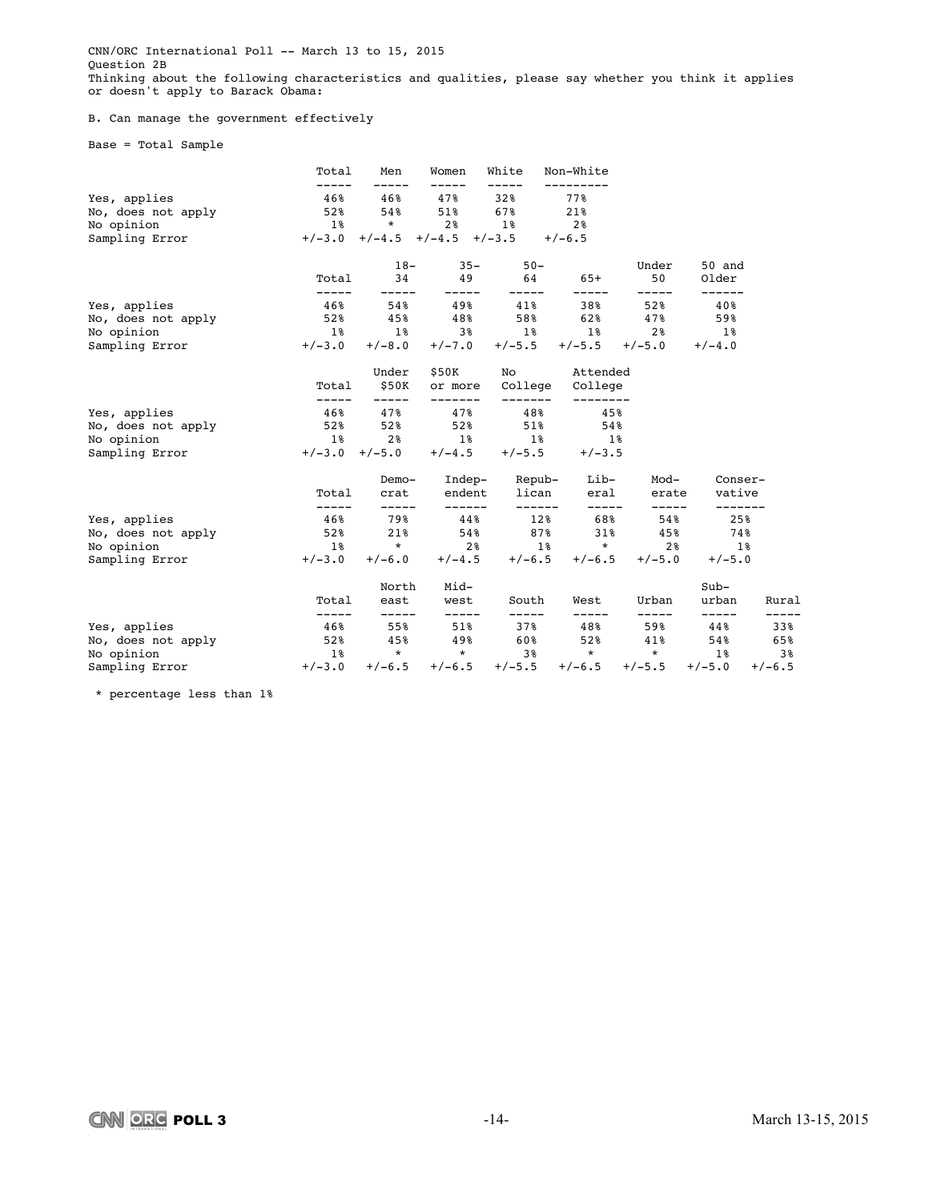CNN/ORC International Poll -- March 13 to 15, 2015
Question 2B
Thinking about the following characteristics and qualities, please say whether you think it applies or doesn't apply to Barack Obama:

B. Can manage the government effectively

Base = Total Sample

| | Total | Men | Women | White | Non-White |
|---|---|---|---|---|---|
| Yes, applies | 46% | 46% | 47% | 32% | 77% |
| No, does not apply | 52% | 54% | 51% | 67% | 21% |
| No opinion | 1% | * | 2% | 1% | 2% |
| Sampling Error | +/-3.0 | +/-4.5 | +/-4.5 | +/-3.5 | +/-6.5 |

| | Total | 18-34 | 35-49 | 50-64 | 65+ | Under 50 | 50 and Older |
|---|---|---|---|---|---|---|---|
| Yes, applies | 46% | 54% | 49% | 41% | 38% | 52% | 40% |
| No, does not apply | 52% | 45% | 48% | 58% | 62% | 47% | 59% |
| No opinion | 1% | 1% | 3% | 1% | 1% | 2% | 1% |
| Sampling Error | +/-3.0 | +/-8.0 | +/-7.0 | +/-5.5 | +/-5.5 | +/-5.0 | +/-4.0 |

| | Total | Under $50K | $50K or more | No College | Attended College |
|---|---|---|---|---|---|
| Yes, applies | 46% | 47% | 47% | 48% | 45% |
| No, does not apply | 52% | 52% | 52% | 51% | 54% |
| No opinion | 1% | 2% | 1% | 1% | 1% |
| Sampling Error | +/-3.0 | +/-5.0 | +/-4.5 | +/-5.5 | +/-3.5 |

| | Total | Democrat | Independent | Republican | Liberal | Moderate | Conservative |
|---|---|---|---|---|---|---|---|
| Yes, applies | 46% | 79% | 44% | 12% | 68% | 54% | 25% |
| No, does not apply | 52% | 21% | 54% | 87% | 31% | 45% | 74% |
| No opinion | 1% | * | 2% | 1% | * | 2% | 1% |
| Sampling Error | +/-3.0 | +/-6.0 | +/-4.5 | +/-6.5 | +/-6.5 | +/-5.0 | +/-5.0 |

| | Total | North east | Midwest | South | West | Urban | Suburban | Rural |
|---|---|---|---|---|---|---|---|---|
| Yes, applies | 46% | 55% | 51% | 37% | 48% | 59% | 44% | 33% |
| No, does not apply | 52% | 45% | 49% | 60% | 52% | 41% | 54% | 65% |
| No opinion | 1% | * | * | 3% | * | * | 1% | 3% |
| Sampling Error | +/-3.0 | +/-6.5 | +/-6.5 | +/-5.5 | +/-6.5 | +/-5.5 | +/-5.0 | +/-6.5 |

* percentage less than 1%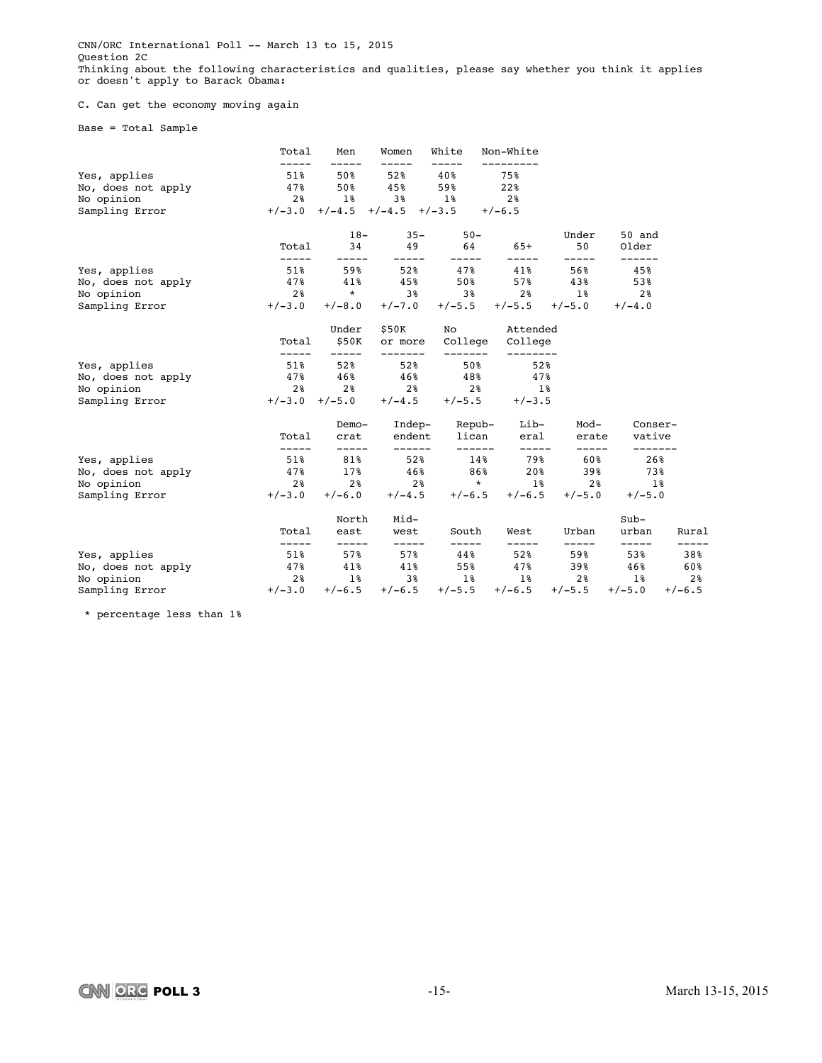CNN/ORC International Poll -- March 13 to 15, 2015
Question 2C
Thinking about the following characteristics and qualities, please say whether you think it applies or doesn't apply to Barack Obama:

C. Can get the economy moving again

Base = Total Sample

| | Total | Men | Women | White | Non-White |
|---|---|---|---|---|---|
| Yes, applies | 51% | 50% | 52% | 40% | 75% |
| No, does not apply | 47% | 50% | 45% | 59% | 22% |
| No opinion | 2% | 1% | 3% | 1% | 2% |
| Sampling Error | +/-3.0 | +/-4.5 | +/-4.5 | +/-3.5 | +/-6.5 |

| | Total | 18-34 | 35-49 | 50-64 | 65+ | Under 50 | 50 and Older |
|---|---|---|---|---|---|---|---|
| Yes, applies | 51% | 59% | 52% | 47% | 41% | 56% | 45% |
| No, does not apply | 47% | 41% | 45% | 50% | 57% | 43% | 53% |
| No opinion | 2% | * | 3% | 3% | 2% | 1% | 2% |
| Sampling Error | +/-3.0 | +/-8.0 | +/-7.0 | +/-5.5 | +/-5.5 | +/-5.0 | +/-4.0 |

| | Total | Under $50K | $50K or more | No College | Attended College |
|---|---|---|---|---|---|
| Yes, applies | 51% | 52% | 52% | 50% | 52% |
| No, does not apply | 47% | 46% | 46% | 48% | 47% |
| No opinion | 2% | 2% | 2% | 2% | 1% |
| Sampling Error | +/-3.0 | +/-5.0 | +/-4.5 | +/-5.5 | +/-3.5 |

| | Total | Democrat | Independent | Republican | Liberal | Moderate | Conservative |
|---|---|---|---|---|---|---|---|
| Yes, applies | 51% | 81% | 52% | 14% | 79% | 60% | 26% |
| No, does not apply | 47% | 17% | 46% | 86% | 20% | 39% | 73% |
| No opinion | 2% | 2% | 2% | * | 1% | 2% | 1% |
| Sampling Error | +/-3.0 | +/-6.0 | +/-4.5 | +/-6.5 | +/-6.5 | +/-5.0 | +/-5.0 |

| | Total | Northeast | Midwest | South | West | Urban | Suburban | Rural |
|---|---|---|---|---|---|---|---|---|
| Yes, applies | 51% | 57% | 57% | 44% | 52% | 59% | 53% | 38% |
| No, does not apply | 47% | 41% | 41% | 55% | 47% | 39% | 46% | 60% |
| No opinion | 2% | 1% | 3% | 1% | 1% | 2% | 1% | 2% |
| Sampling Error | +/-3.0 | +/-6.5 | +/-6.5 | +/-5.5 | +/-6.5 | +/-5.5 | +/-5.0 | +/-6.5 |

* percentage less than 1%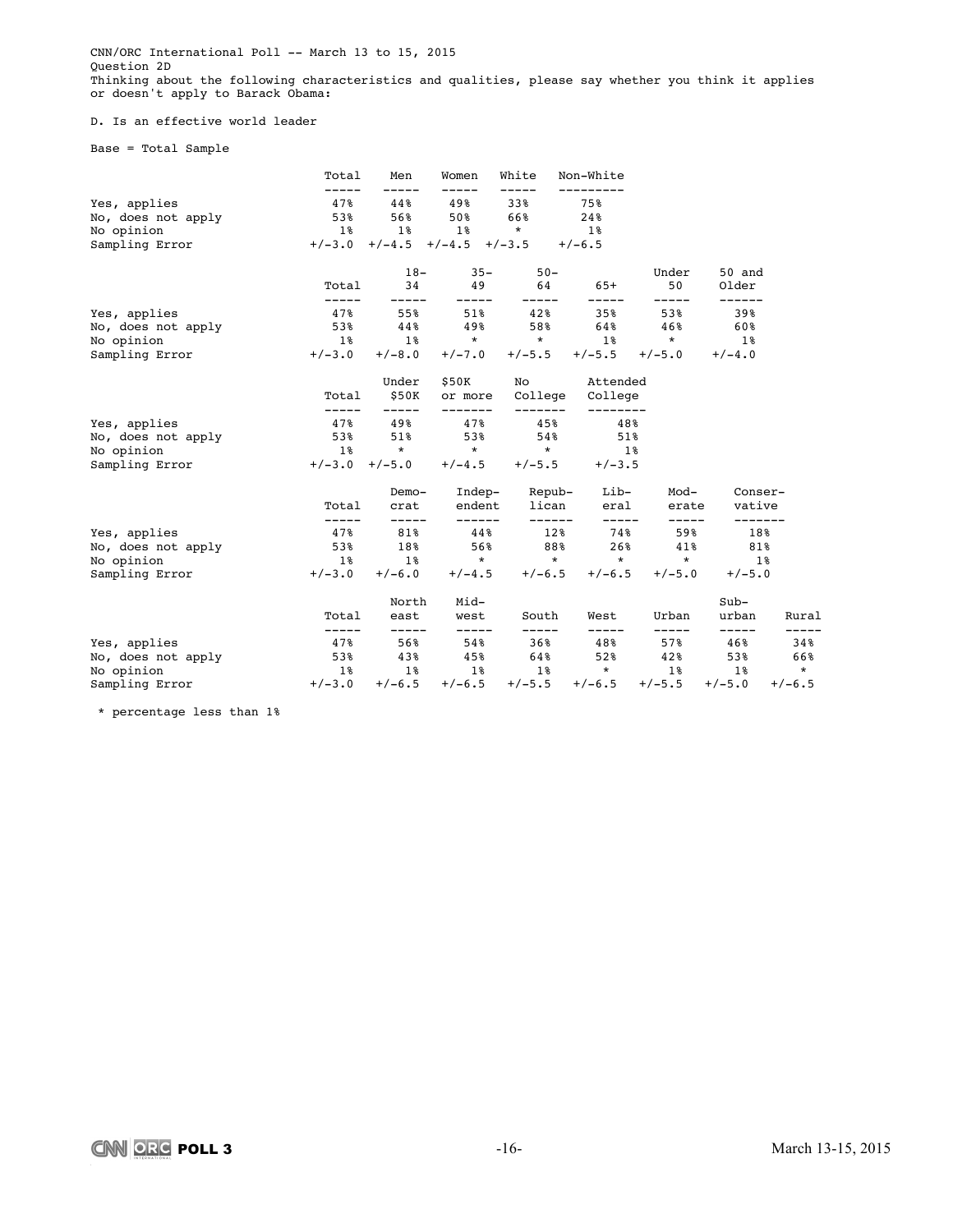CNN/ORC International Poll -- March 13 to 15, 2015
Question 2D
Thinking about the following characteristics and qualities, please say whether you think it applies or doesn't apply to Barack Obama:

D. Is an effective world leader

Base = Total Sample

| | Total | Men | Women | White | Non-White |
|---|---|---|---|---|---|
| Yes, applies | 47% | 44% | 49% | 33% | 75% |
| No, does not apply | 53% | 56% | 50% | 66% | 24% |
| No opinion | 1% | 1% | 1% | * | 1% |
| Sampling Error | +/-3.0 | +/-4.5 | +/-4.5 | +/-3.5 | +/-6.5 |

| | Total | 18-34 | 35-49 | 50-64 | 65+ | Under 50 | 50 and Older |
|---|---|---|---|---|---|---|---|
| Yes, applies | 47% | 55% | 51% | 42% | 35% | 53% | 39% |
| No, does not apply | 53% | 44% | 49% | 58% | 64% | 46% | 60% |
| No opinion | 1% | 1% | * | * | 1% | * | 1% |
| Sampling Error | +/-3.0 | +/-8.0 | +/-7.0 | +/-5.5 | +/-5.5 | +/-5.0 | +/-4.0 |

| | Total | Under $50K | $50K or more | No College | Attended College |
|---|---|---|---|---|---|
| Yes, applies | 47% | 49% | 47% | 45% | 48% |
| No, does not apply | 53% | 51% | 53% | 54% | 51% |
| No opinion | 1% | * | * | * | 1% |
| Sampling Error | +/-3.0 | +/-5.0 | +/-4.5 | +/-5.5 | +/-3.5 |

| | Total | Democrat | Independent | Republican | Liberal | Moderate | Conservative |
|---|---|---|---|---|---|---|---|
| Yes, applies | 47% | 81% | 44% | 12% | 74% | 59% | 18% |
| No, does not apply | 53% | 18% | 56% | 88% | 26% | 41% | 81% |
| No opinion | 1% | 1% | * | * | * | * | 1% |
| Sampling Error | +/-3.0 | +/-6.0 | +/-4.5 | +/-6.5 | +/-6.5 | +/-5.0 | +/-5.0 |

| | Total | Northeast | Midwest | South | West | Urban | Suburban | Rural |
|---|---|---|---|---|---|---|---|---|
| Yes, applies | 47% | 56% | 54% | 36% | 48% | 57% | 46% | 34% |
| No, does not apply | 53% | 43% | 45% | 64% | 52% | 42% | 53% | 66% |
| No opinion | 1% | 1% | 1% | 1% | * | 1% | 1% | * |
| Sampling Error | +/-3.0 | +/-6.5 | +/-6.5 | +/-5.5 | +/-6.5 | +/-5.5 | +/-5.0 | +/-6.5 |

* percentage less than 1%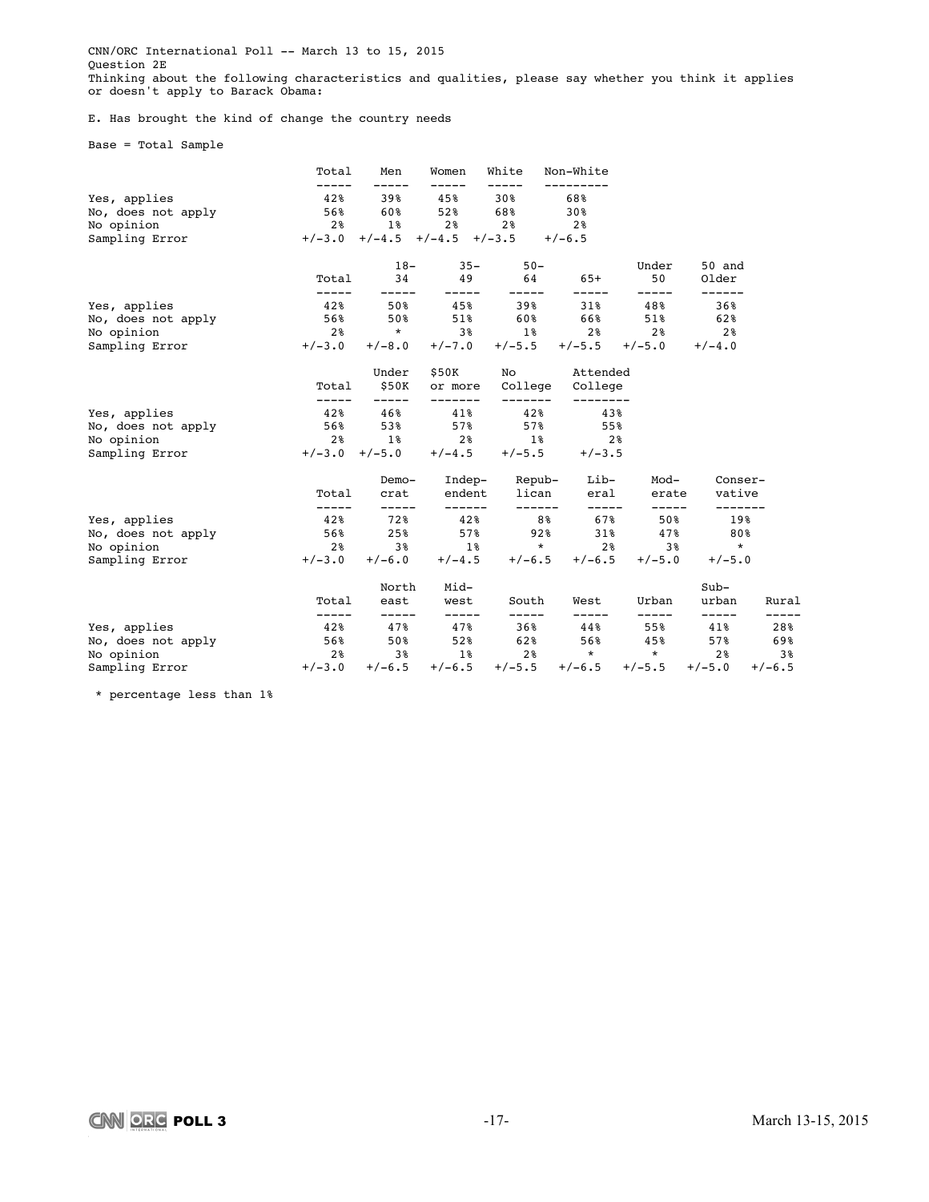CNN/ORC International Poll -- March 13 to 15, 2015
Question 2E
Thinking about the following characteristics and qualities, please say whether you think it applies or doesn't apply to Barack Obama:

E. Has brought the kind of change the country needs

Base = Total Sample

| | Total | Men | Women | White | Non-White |
|---|---|---|---|---|---|
| Yes, applies | 42% | 39% | 45% | 30% | 68% |
| No, does not apply | 56% | 60% | 52% | 68% | 30% |
| No opinion | 2% | 1% | 2% | 2% | 2% |
| Sampling Error | +/-3.0 | +/-4.5 | +/-4.5 | +/-3.5 | +/-6.5 |

| | Total | 18-34 | 35-49 | 50-64 | 65+ | Under 50 | 50 and Older |
|---|---|---|---|---|---|---|---|
| Yes, applies | 42% | 50% | 45% | 39% | 31% | 48% | 36% |
| No, does not apply | 56% | 50% | 51% | 60% | 66% | 51% | 62% |
| No opinion | 2% | * | 3% | 1% | 2% | 2% | 2% |
| Sampling Error | +/-3.0 | +/-8.0 | +/-7.0 | +/-5.5 | +/-5.5 | +/-5.0 | +/-4.0 |

| | Total | Under $50K | $50K or more | No College | Attended College |
|---|---|---|---|---|---|
| Yes, applies | 42% | 46% | 41% | 42% | 43% |
| No, does not apply | 56% | 53% | 57% | 57% | 55% |
| No opinion | 2% | 1% | 2% | 1% | 2% |
| Sampling Error | +/-3.0 | +/-5.0 | +/-4.5 | +/-5.5 | +/-3.5 |

| | Total | Demo-crat | Indep-endent | Repub-lican | Lib-eral | Mod-erate | Conser-vative |
|---|---|---|---|---|---|---|---|
| Yes, applies | 42% | 72% | 42% | 8% | 67% | 50% | 19% |
| No, does not apply | 56% | 25% | 57% | 92% | 31% | 47% | 80% |
| No opinion | 2% | 3% | 1% | * | 2% | 3% | * |
| Sampling Error | +/-3.0 | +/-6.0 | +/-4.5 | +/-6.5 | +/-6.5 | +/-5.0 | +/-5.0 |

| | Total | North east | Mid-west | South | West | Urban | Sub-urban | Rural |
|---|---|---|---|---|---|---|---|---|
| Yes, applies | 42% | 47% | 47% | 36% | 44% | 55% | 41% | 28% |
| No, does not apply | 56% | 50% | 52% | 62% | 56% | 45% | 57% | 69% |
| No opinion | 2% | 3% | 1% | 2% | * | * | 2% | 3% |
| Sampling Error | +/-3.0 | +/-6.5 | +/-6.5 | +/-5.5 | +/-6.5 | +/-5.5 | +/-5.0 | +/-6.5 |

* percentage less than 1%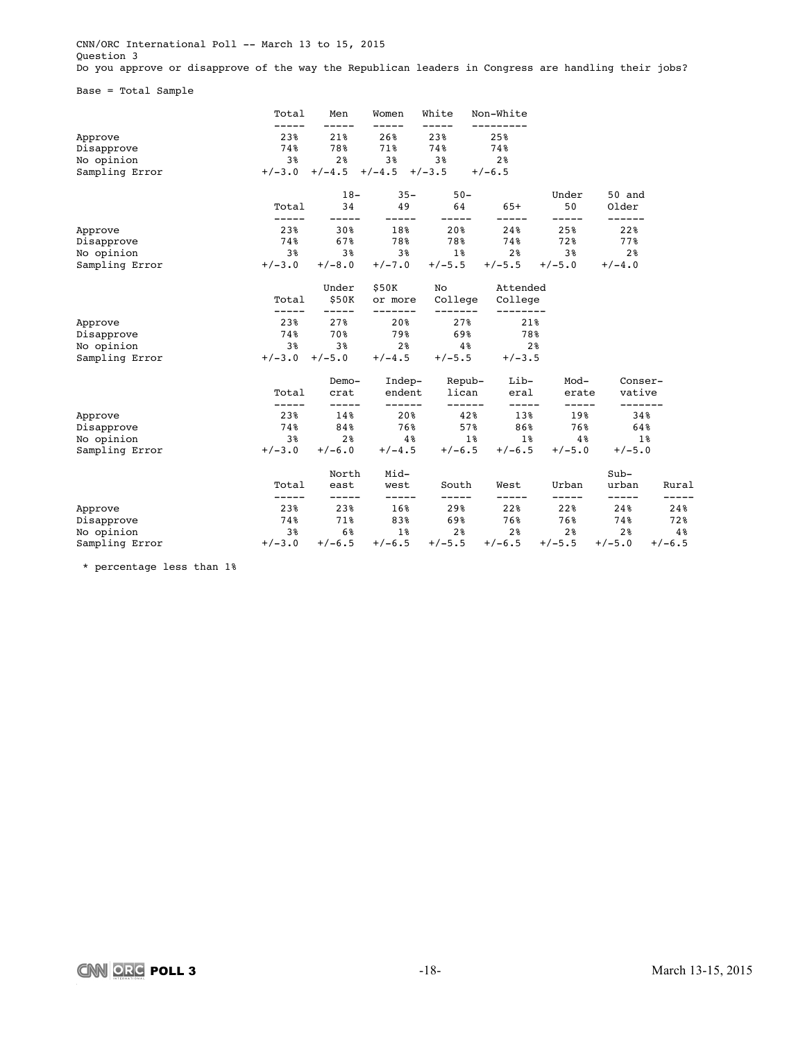CNN/ORC International Poll -- March 13 to 15, 2015
Question 3
Do you approve or disapprove of the way the Republican leaders in Congress are handling their jobs?

Base = Total Sample

| | Total | Men | Women | White | Non-White |
|---|---|---|---|---|---|
| Approve | 23% | 21% | 26% | 23% | 25% |
| Disapprove | 74% | 78% | 71% | 74% | 74% |
| No opinion | 3% | 2% | 3% | 3% | 2% |
| Sampling Error | +/-3.0 | +/-4.5 | +/-4.5 | +/-3.5 | +/-6.5 |

| | Total | 18-34 | 35-49 | 50-64 | 65+ | Under 50 | 50 and Older |
|---|---|---|---|---|---|---|---|
| Approve | 23% | 30% | 18% | 20% | 24% | 25% | 22% |
| Disapprove | 74% | 67% | 78% | 78% | 74% | 72% | 77% |
| No opinion | 3% | 3% | 3% | 1% | 2% | 3% | 2% |
| Sampling Error | +/-3.0 | +/-8.0 | +/-7.0 | +/-5.5 | +/-5.5 | +/-5.0 | +/-4.0 |

| | Total | Under $50K | $50K or more | No College | Attended College |
|---|---|---|---|---|---|
| Approve | 23% | 27% | 20% | 27% | 21% |
| Disapprove | 74% | 70% | 79% | 69% | 78% |
| No opinion | 3% | 3% | 2% | 4% | 2% |
| Sampling Error | +/-3.0 | +/-5.0 | +/-4.5 | +/-5.5 | +/-3.5 |

| | Total | Democrat | Independent | Republican | Liberal | Moderate | Conservative |
|---|---|---|---|---|---|---|---|
| Approve | 23% | 14% | 20% | 42% | 13% | 19% | 34% |
| Disapprove | 74% | 84% | 76% | 57% | 86% | 76% | 64% |
| No opinion | 3% | 2% | 4% | 1% | 1% | 4% | 1% |
| Sampling Error | +/-3.0 | +/-6.0 | +/-4.5 | +/-6.5 | +/-6.5 | +/-5.0 | +/-5.0 |

| | Total | North east | Midwest | South | West | Urban | Suburban | Rural |
|---|---|---|---|---|---|---|---|---|
| Approve | 23% | 23% | 16% | 29% | 22% | 22% | 24% | 24% |
| Disapprove | 74% | 71% | 83% | 69% | 76% | 76% | 74% | 72% |
| No opinion | 3% | 6% | 1% | 2% | 2% | 2% | 2% | 4% |
| Sampling Error | +/-3.0 | +/-6.5 | +/-6.5 | +/-5.5 | +/-6.5 | +/-5.5 | +/-5.0 | +/-6.5 |

* percentage less than 1%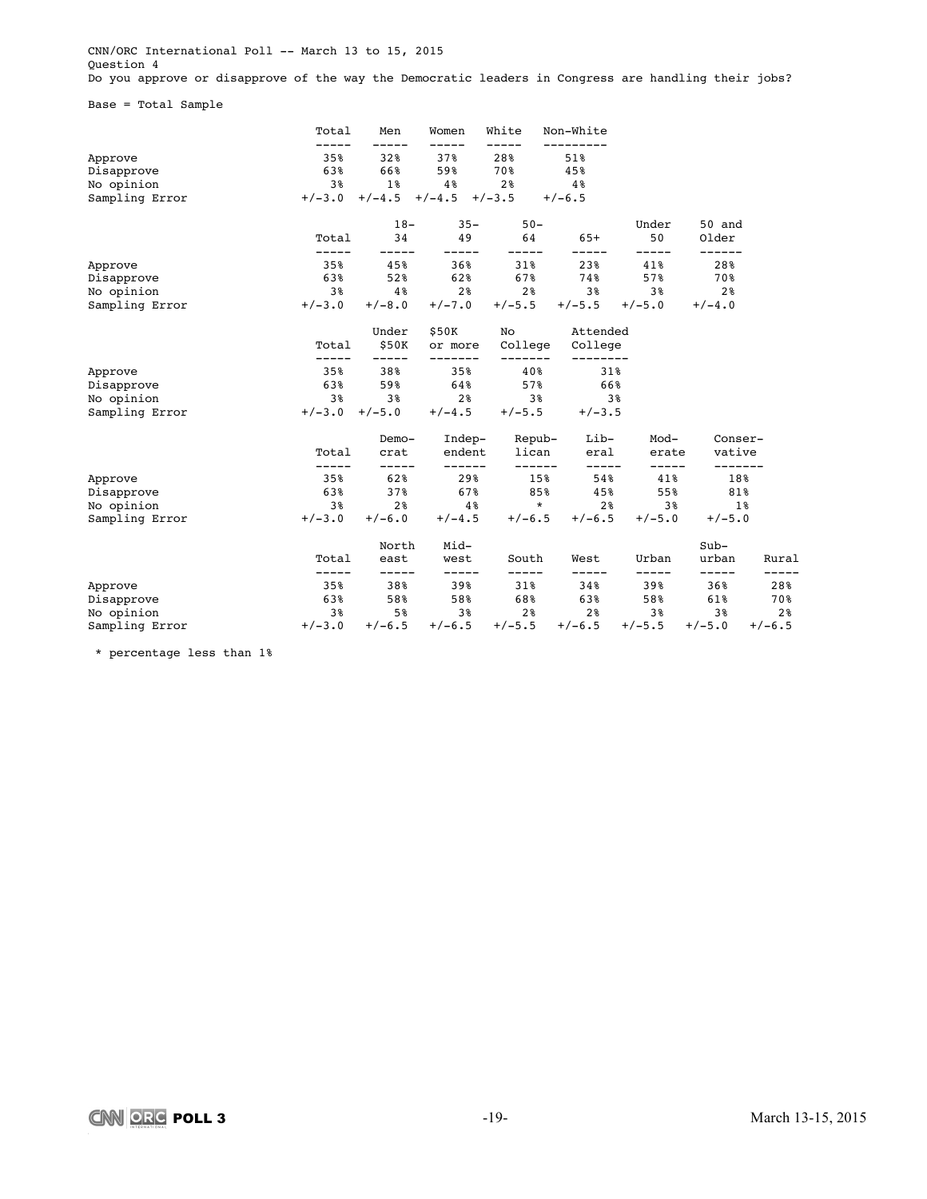CNN/ORC International Poll -- March 13 to 15, 2015
Question 4
Do you approve or disapprove of the way the Democratic leaders in Congress are handling their jobs?

Base = Total Sample

| | Total | Men | Women | White | Non-White |
|---|---|---|---|---|---|
| Approve | 35% | 32% | 37% | 28% | 51% |
| Disapprove | 63% | 66% | 59% | 70% | 45% |
| No opinion | 3% | 1% | 4% | 2% | 4% |
| Sampling Error | +/-3.0 | +/-4.5 | +/-4.5 | +/-3.5 | +/-6.5 |

| | Total | 18-34 | 35-49 | 50-64 | 65+ | Under 50 | 50 and Older |
|---|---|---|---|---|---|---|---|
| Approve | 35% | 45% | 36% | 31% | 23% | 41% | 28% |
| Disapprove | 63% | 52% | 62% | 67% | 74% | 57% | 70% |
| No opinion | 3% | 4% | 2% | 2% | 3% | 3% | 2% |
| Sampling Error | +/-3.0 | +/-8.0 | +/-7.0 | +/-5.5 | +/-5.5 | +/-5.0 | +/-4.0 |

| | Total | Under $50K | $50K or more | No College | Attended College |
|---|---|---|---|---|---|
| Approve | 35% | 38% | 35% | 40% | 31% |
| Disapprove | 63% | 59% | 64% | 57% | 66% |
| No opinion | 3% | 3% | 2% | 3% | 3% |
| Sampling Error | +/-3.0 | +/-5.0 | +/-4.5 | +/-5.5 | +/-3.5 |

| | Total | Democrat | Independent | Republican | Liberal | Moderate | Conservative |
|---|---|---|---|---|---|---|---|
| Approve | 35% | 62% | 29% | 15% | 54% | 41% | 18% |
| Disapprove | 63% | 37% | 67% | 85% | 45% | 55% | 81% |
| No opinion | 3% | 2% | 4% | * | 2% | 3% | 1% |
| Sampling Error | +/-3.0 | +/-6.0 | +/-4.5 | +/-6.5 | +/-6.5 | +/-5.0 | +/-5.0 |

| | Total | North east | Midwest | South | West | Urban | Suburban | Rural |
|---|---|---|---|---|---|---|---|---|
| Approve | 35% | 38% | 39% | 31% | 34% | 39% | 36% | 28% |
| Disapprove | 63% | 58% | 58% | 68% | 63% | 58% | 61% | 70% |
| No opinion | 3% | 5% | 3% | 2% | 2% | 3% | 3% | 2% |
| Sampling Error | +/-3.0 | +/-6.5 | +/-6.5 | +/-5.5 | +/-6.5 | +/-5.5 | +/-5.0 | +/-6.5 |

\* percentage less than 1%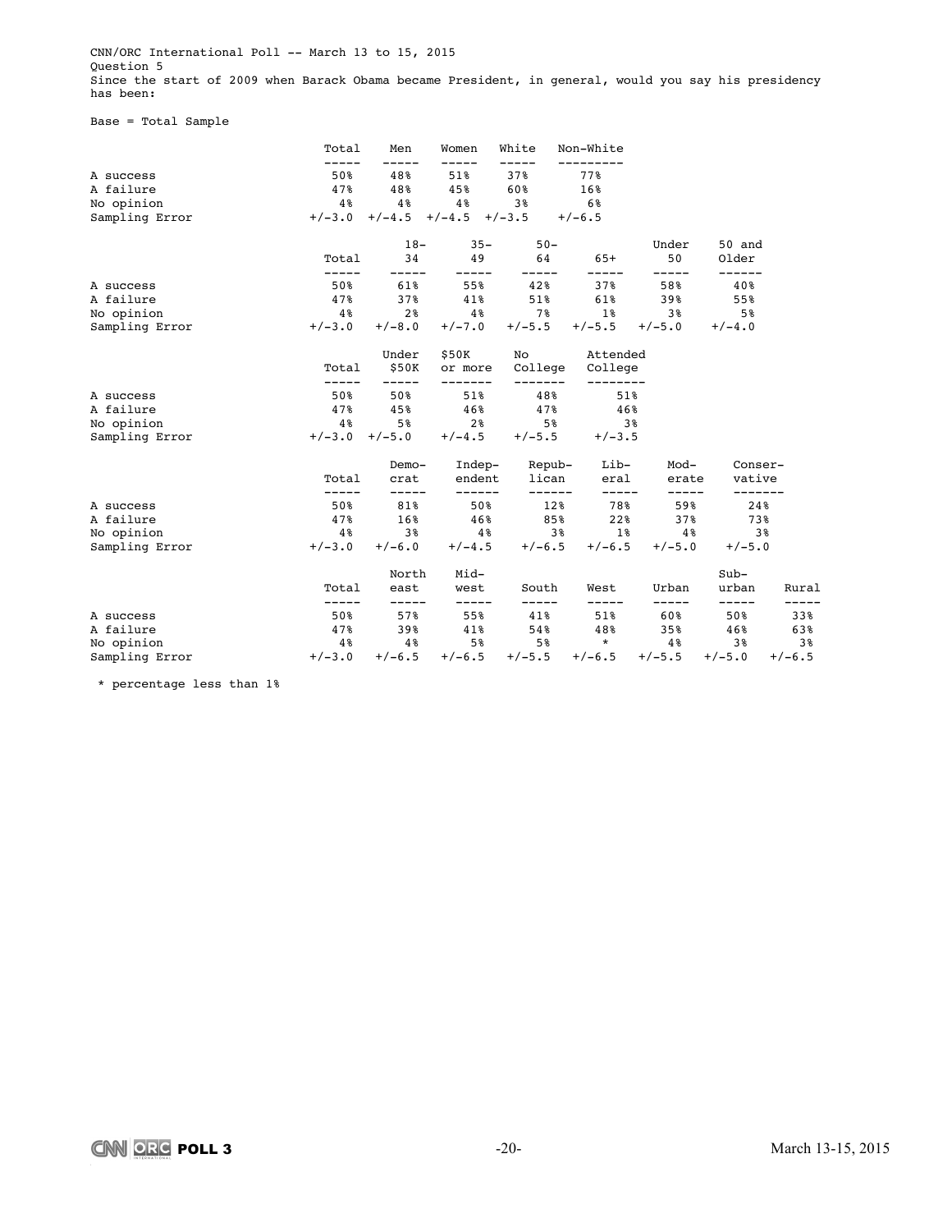CNN/ORC International Poll -- March 13 to 15, 2015
Question 5
Since the start of 2009 when Barack Obama became President, in general, would you say his presidency has been:

Base = Total Sample

| | Total | Men | Women | White | Non-White |
|---|---|---|---|---|---|
| A success | 50% | 48% | 51% | 37% | 77% |
| A failure | 47% | 48% | 45% | 60% | 16% |
| No opinion | 4% | 4% | 4% | 3% | 6% |
| Sampling Error | +/-3.0 | +/-4.5 | +/-4.5 | +/-3.5 | +/-6.5 |

| | Total | 18-34 | 35-49 | 50-64 | 65+ | Under 50 | 50 and Older |
|---|---|---|---|---|---|---|---|
| A success | 50% | 61% | 55% | 42% | 37% | 58% | 40% |
| A failure | 47% | 37% | 41% | 51% | 61% | 39% | 55% |
| No opinion | 4% | 2% | 4% | 7% | 1% | 3% | 5% |
| Sampling Error | +/-3.0 | +/-8.0 | +/-7.0 | +/-5.5 | +/-5.5 | +/-5.0 | +/-4.0 |

| | Total | Under $50K | $50K or more | No College | Attended College |
|---|---|---|---|---|---|
| A success | 50% | 50% | 51% | 48% | 51% |
| A failure | 47% | 45% | 46% | 47% | 46% |
| No opinion | 4% | 5% | 2% | 5% | 3% |
| Sampling Error | +/-3.0 | +/-5.0 | +/-4.5 | +/-5.5 | +/-3.5 |

| | Total | Democrat | Independent | Republican | Liberal | Moderate | Conservative |
|---|---|---|---|---|---|---|---|
| A success | 50% | 81% | 50% | 12% | 78% | 59% | 24% |
| A failure | 47% | 16% | 46% | 85% | 22% | 37% | 73% |
| No opinion | 4% | 3% | 4% | 3% | 1% | 4% | 3% |
| Sampling Error | +/-3.0 | +/-6.0 | +/-4.5 | +/-6.5 | +/-6.5 | +/-5.0 | +/-5.0 |

| | Total | North east | Midwest | South | West | Urban | Suburban | Rural |
|---|---|---|---|---|---|---|---|---|
| A success | 50% | 57% | 55% | 41% | 51% | 60% | 50% | 33% |
| A failure | 47% | 39% | 41% | 54% | 48% | 35% | 46% | 63% |
| No opinion | 4% | 4% | 5% | 5% | * | 4% | 3% | 3% |
| Sampling Error | +/-3.0 | +/-6.5 | +/-6.5 | +/-5.5 | +/-6.5 | +/-5.5 | +/-5.0 | +/-6.5 |

* percentage less than 1%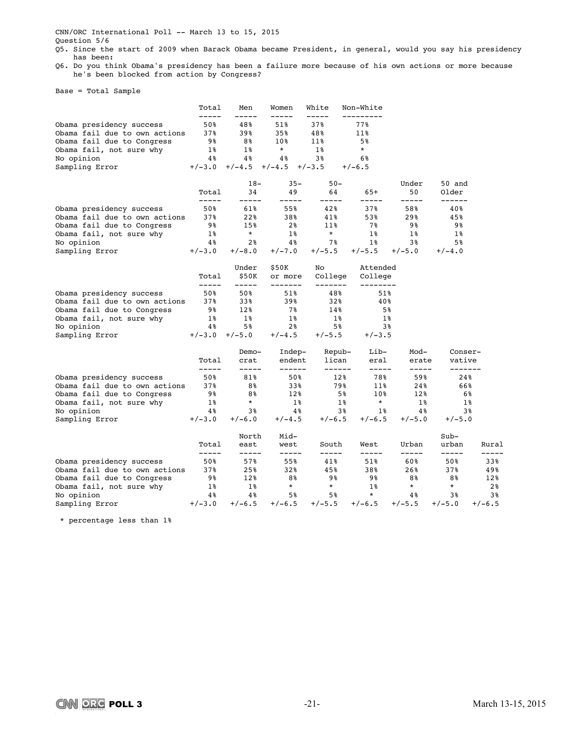CNN/ORC International Poll -- March 13 to 15, 2015

Question 5/6

Q5. Since the start of 2009 when Barack Obama became President, in general, would you say his presidency has been:

Q6. Do you think Obama's presidency has been a failure more because of his own actions or more because he's been blocked from action by Congress?

Base = Total Sample

| | Total | Men | Women | White | Non-White |
|---|---|---|---|---|---|
| Obama presidency success | 50% | 48% | 51% | 37% | 77% |
| Obama fail due to own actions | 37% | 39% | 35% | 48% | 11% |
| Obama fail due to Congress | 9% | 8% | 10% | 11% | 5% |
| Obama fail, not sure why | 1% | 1% | * | 1% | * |
| No opinion | 4% | 4% | 4% | 3% | 6% |
| Sampling Error | +/-3.0 | +/-4.5 | +/-4.5 | +/-3.5 | +/-6.5 |

| | Total | 18-34 | 35-49 | 50-64 | 65+ | Under 50 | 50 and Older |
|---|---|---|---|---|---|---|---|
| Obama presidency success | 50% | 61% | 55% | 42% | 37% | 58% | 40% |
| Obama fail due to own actions | 37% | 22% | 38% | 41% | 53% | 29% | 45% |
| Obama fail due to Congress | 9% | 15% | 2% | 11% | 7% | 9% | 9% |
| Obama fail, not sure why | 1% | * | 1% | * | 1% | 1% | 1% |
| No opinion | 4% | 2% | 4% | 7% | 1% | 3% | 5% |
| Sampling Error | +/-3.0 | +/-8.0 | +/-7.0 | +/-5.5 | +/-5.5 | +/-5.0 | +/-4.0 |

| | Total | Under $50K | $50K or more | No College | Attended College |
|---|---|---|---|---|---|
| Obama presidency success | 50% | 50% | 51% | 48% | 51% |
| Obama fail due to own actions | 37% | 33% | 39% | 32% | 40% |
| Obama fail due to Congress | 9% | 12% | 7% | 14% | 5% |
| Obama fail, not sure why | 1% | 1% | 1% | 1% | 1% |
| No opinion | 4% | 5% | 2% | 5% | 3% |
| Sampling Error | +/-3.0 | +/-5.0 | +/-4.5 | +/-5.5 | +/-3.5 |

| | Total | Democrat | Independent | Republican | Liberal | Moderate | Conservative |
|---|---|---|---|---|---|---|---|
| Obama presidency success | 50% | 81% | 50% | 12% | 78% | 59% | 24% |
| Obama fail due to own actions | 37% | 8% | 33% | 79% | 11% | 24% | 66% |
| Obama fail due to Congress | 9% | 8% | 12% | 5% | 10% | 12% | 6% |
| Obama fail, not sure why | 1% | * | 1% | 1% | * | 1% | 1% |
| No opinion | 4% | 3% | 4% | 3% | 1% | 4% | 3% |
| Sampling Error | +/-3.0 | +/-6.0 | +/-4.5 | +/-6.5 | +/-6.5 | +/-5.0 | +/-5.0 |

| | Total | North east | Midwest | South | West | Urban | Suburban | Rural |
|---|---|---|---|---|---|---|---|---|
| Obama presidency success | 50% | 57% | 55% | 41% | 51% | 60% | 50% | 33% |
| Obama fail due to own actions | 37% | 25% | 32% | 45% | 38% | 26% | 37% | 49% |
| Obama fail due to Congress | 9% | 12% | 8% | 9% | 9% | 8% | 8% | 12% |
| Obama fail, not sure why | 1% | 1% | * | * | 1% | * | * | 2% |
| No opinion | 4% | 4% | 5% | 5% | * | 4% | 3% | 3% |
| Sampling Error | +/-3.0 | +/-6.5 | +/-6.5 | +/-5.5 | +/-6.5 | +/-5.5 | +/-5.0 | +/-6.5 |

* percentage less than 1%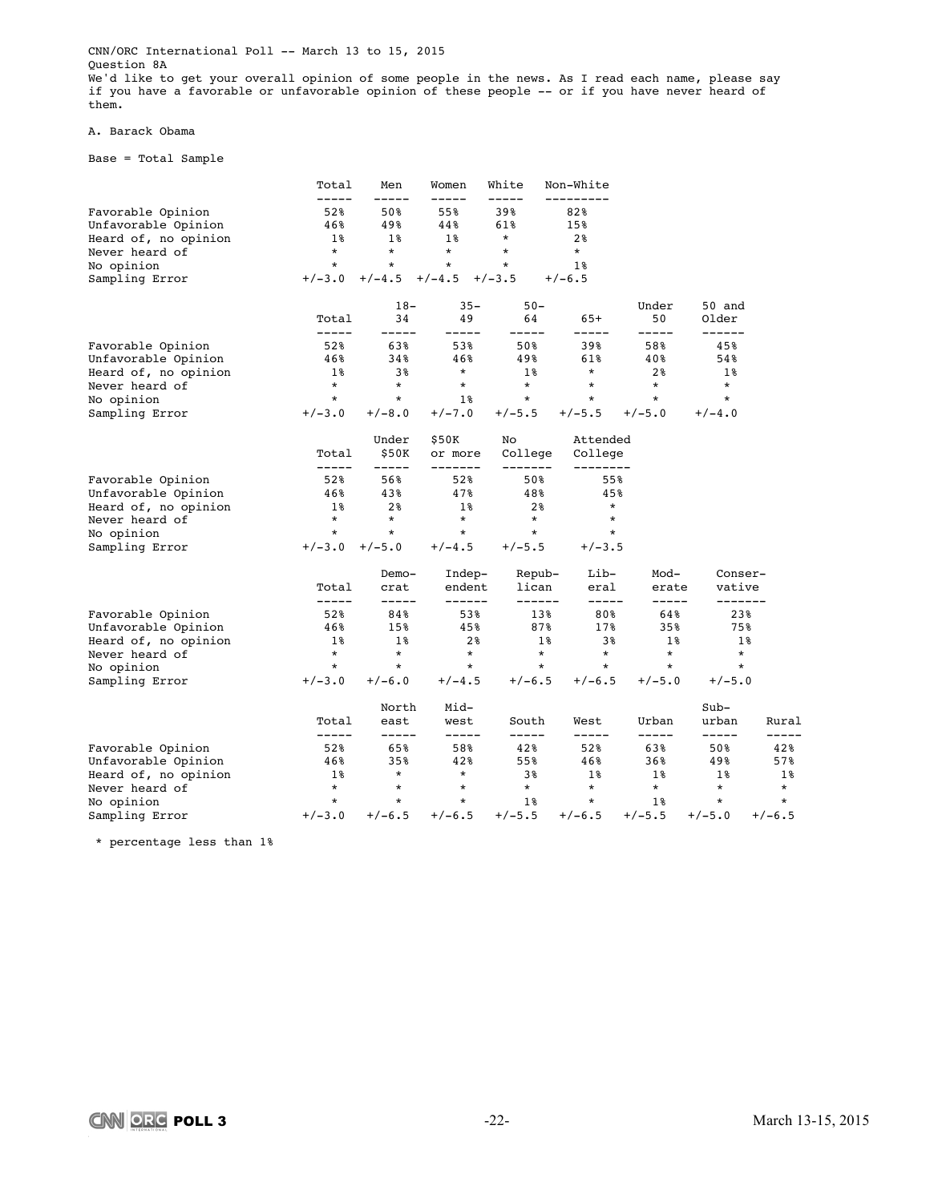CNN/ORC International Poll -- March 13 to 15, 2015
Question 8A
We'd like to get your overall opinion of some people in the news. As I read each name, please say if you have a favorable or unfavorable opinion of these people -- or if you have never heard of them.

A. Barack Obama

Base = Total Sample

| | Total | Men | Women | White | Non-White |
|---|---|---|---|---|---|
| Favorable Opinion | 52% | 50% | 55% | 39% | 82% |
| Unfavorable Opinion | 46% | 49% | 44% | 61% | 15% |
| Heard of, no opinion | 1% | 1% | 1% | * | 2% |
| Never heard of | * | * | * | * | * |
| No opinion | * | * | * | * | 1% |
| Sampling Error | +/-3.0 | +/-4.5 | +/-4.5 | +/-3.5 | +/-6.5 |

| | Total | 18-34 | 35-49 | 50-64 | 65+ | Under 50 | 50 and Older |
|---|---|---|---|---|---|---|---|
| Favorable Opinion | 52% | 63% | 53% | 50% | 39% | 58% | 45% |
| Unfavorable Opinion | 46% | 34% | 46% | 49% | 61% | 40% | 54% |
| Heard of, no opinion | 1% | 3% | * | 1% | * | 2% | 1% |
| Never heard of | * | * | * | * | * | * | * |
| No opinion | * | * | 1% | * | * | * | * |
| Sampling Error | +/-3.0 | +/-8.0 | +/-7.0 | +/-5.5 | +/-5.5 | +/-5.0 | +/-4.0 |

| | Total | Under $50K | $50K or more | No College | Attended College |
|---|---|---|---|---|---|
| Favorable Opinion | 52% | 56% | 52% | 50% | 55% |
| Unfavorable Opinion | 46% | 43% | 47% | 48% | 45% |
| Heard of, no opinion | 1% | 2% | 1% | 2% | * |
| Never heard of | * | * | * | * | * |
| No opinion | * | * | * | * | * |
| Sampling Error | +/-3.0 | +/-5.0 | +/-4.5 | +/-5.5 | +/-3.5 |

| | Total | Democrat | Independent | Republican | Liberal | Moderate | Conservative |
|---|---|---|---|---|---|---|---|
| Favorable Opinion | 52% | 84% | 53% | 13% | 80% | 64% | 23% |
| Unfavorable Opinion | 46% | 15% | 45% | 87% | 17% | 35% | 75% |
| Heard of, no opinion | 1% | 1% | 2% | 1% | 3% | 1% | 1% |
| Never heard of | * | * | * | * | * | * | * |
| No opinion | * | * | * | * | * | * | * |
| Sampling Error | +/-3.0 | +/-6.0 | +/-4.5 | +/-6.5 | +/-6.5 | +/-5.0 | +/-5.0 |

| | Total | Northeast | Midwest | South | West | Urban | Suburban | Rural |
|---|---|---|---|---|---|---|---|---|
| Favorable Opinion | 52% | 65% | 58% | 42% | 52% | 63% | 50% | 42% |
| Unfavorable Opinion | 46% | 35% | 42% | 55% | 46% | 36% | 49% | 57% |
| Heard of, no opinion | 1% | * | * | 3% | 1% | 1% | 1% | 1% |
| Never heard of | * | * | * | * | * | * | * | * |
| No opinion | * | * | * | 1% | * | 1% | * | * |
| Sampling Error | +/-3.0 | +/-6.5 | +/-6.5 | +/-5.5 | +/-6.5 | +/-5.5 | +/-5.0 | +/-6.5 |

\* percentage less than 1%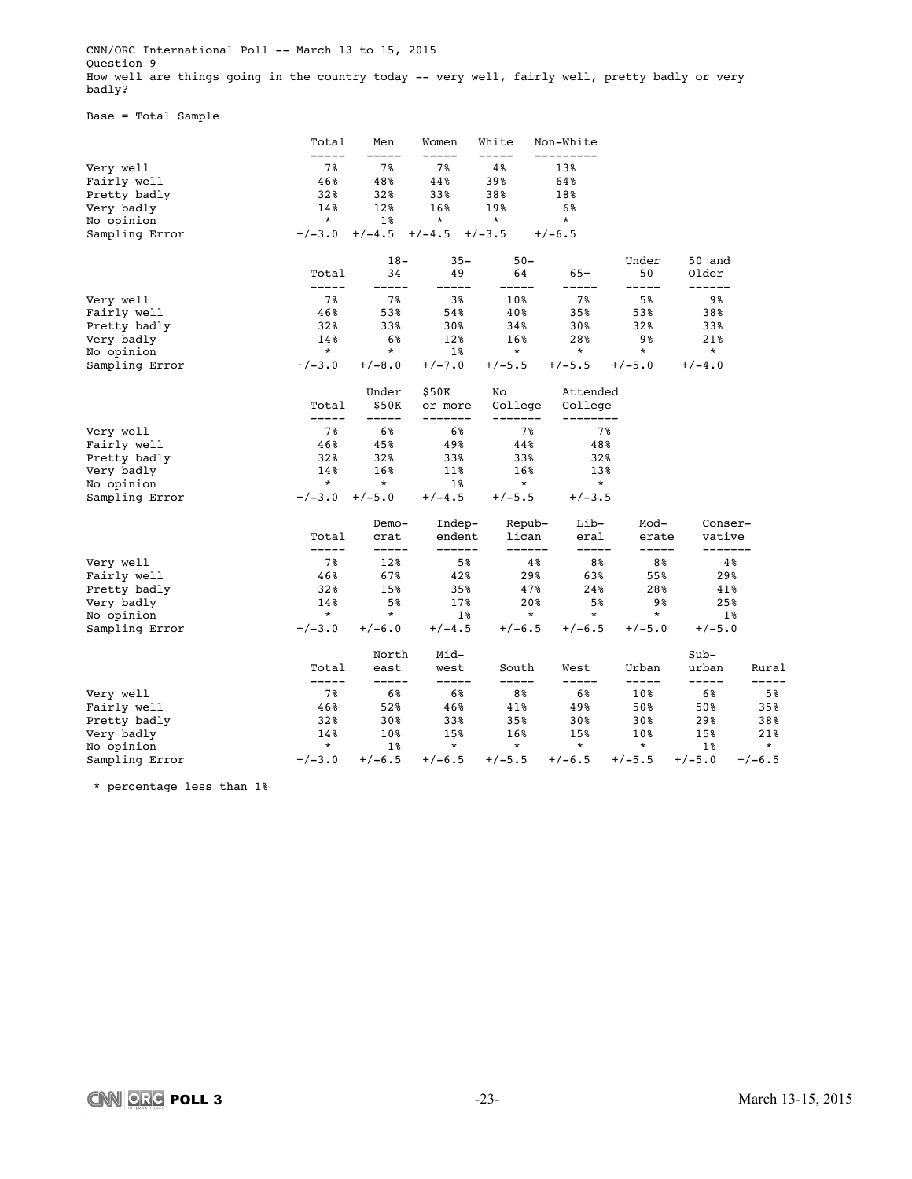CNN/ORC International Poll -- March 13 to 15, 2015
Question 9
How well are things going in the country today -- very well, fairly well, pretty badly or very badly?

Base = Total Sample

| | Total | Men | Women | White | Non-White |
|---|---|---|---|---|---|
| Very well | 7% | 7% | 7% | 4% | 13% |
| Fairly well | 46% | 48% | 44% | 39% | 64% |
| Pretty badly | 32% | 32% | 33% | 38% | 18% |
| Very badly | 14% | 12% | 16% | 19% | 6% |
| No opinion | * | 1% | * | * | * |
| Sampling Error | +/-3.0 | +/-4.5 | +/-4.5 | +/-3.5 | +/-6.5 |

| | Total | 18-34 | 35-49 | 50-64 | 65+ | Under 50 | 50 and Older |
|---|---|---|---|---|---|---|---|
| Very well | 7% | 7% | 3% | 10% | 7% | 5% | 9% |
| Fairly well | 46% | 53% | 54% | 40% | 35% | 53% | 38% |
| Pretty badly | 32% | 33% | 30% | 34% | 30% | 32% | 33% |
| Very badly | 14% | 6% | 12% | 16% | 28% | 9% | 21% |
| No opinion | * | * | 1% | * | * | * | * |
| Sampling Error | +/-3.0 | +/-8.0 | +/-7.0 | +/-5.5 | +/-5.5 | +/-5.0 | +/-4.0 |

| | Total | Under $50K | $50K or more | No College | Attended College |
|---|---|---|---|---|---|
| Very well | 7% | 6% | 6% | 7% | 7% |
| Fairly well | 46% | 45% | 49% | 44% | 48% |
| Pretty badly | 32% | 32% | 33% | 33% | 32% |
| Very badly | 14% | 16% | 11% | 16% | 13% |
| No opinion | * | * | 1% | * | * |
| Sampling Error | +/-3.0 | +/-5.0 | +/-4.5 | +/-5.5 | +/-3.5 |

| | Total | Democrat | Independent | Republican | Liberal | Moderate | Conservative |
|---|---|---|---|---|---|---|---|
| Very well | 7% | 12% | 5% | 4% | 8% | 8% | 4% |
| Fairly well | 46% | 67% | 42% | 29% | 63% | 55% | 29% |
| Pretty badly | 32% | 15% | 35% | 47% | 24% | 28% | 41% |
| Very badly | 14% | 5% | 17% | 20% | 5% | 9% | 25% |
| No opinion | * | * | 1% | * | * | * | 1% |
| Sampling Error | +/-3.0 | +/-6.0 | +/-4.5 | +/-6.5 | +/-6.5 | +/-5.0 | +/-5.0 |

| | Total | North east | Midwest | South | West | Urban | Suburban | Rural |
|---|---|---|---|---|---|---|---|---|
| Very well | 7% | 6% | 6% | 8% | 6% | 10% | 6% | 5% |
| Fairly well | 46% | 52% | 46% | 41% | 49% | 50% | 50% | 35% |
| Pretty badly | 32% | 30% | 33% | 35% | 30% | 30% | 29% | 38% |
| Very badly | 14% | 10% | 15% | 16% | 15% | 10% | 15% | 21% |
| No opinion | * | 1% | * | * | * | * | 1% | * |
| Sampling Error | +/-3.0 | +/-6.5 | +/-6.5 | +/-5.5 | +/-6.5 | +/-5.5 | +/-5.0 | +/-6.5 |

* percentage less than 1%